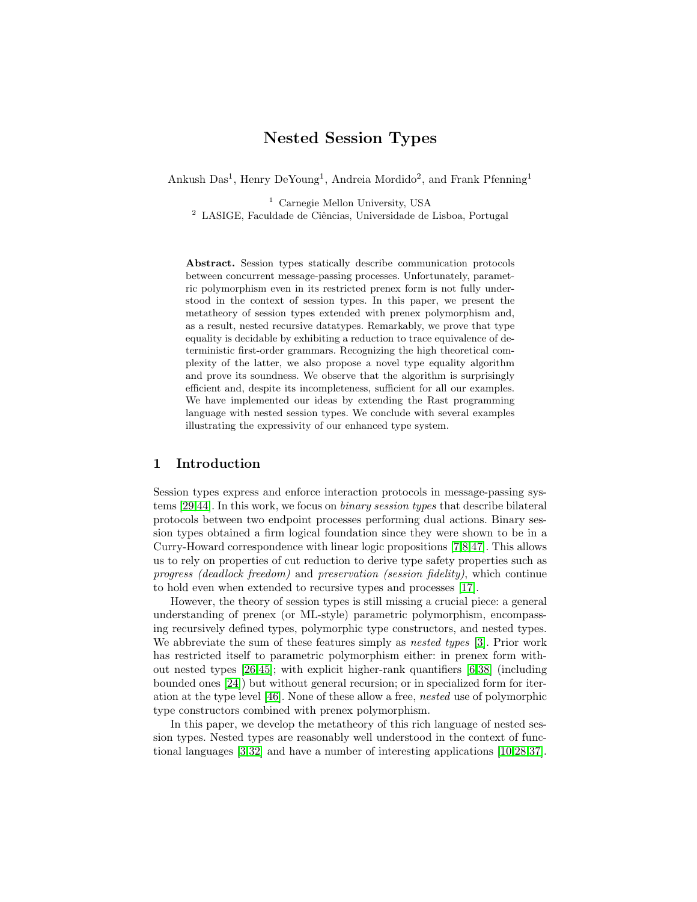# Nested Session Types

Ankush Das[1], Henry DeYoung[1], Andreia Mordido[2], and Frank Pfenning[1]

[1] Carnegie Mellon University, USA
[2] LASIGE, Faculdade de Ciências, Universidade de Lisboa, Portugal

**Abstract.** Session types statically describe communication protocols between concurrent message-passing processes. Unfortunately, parametric polymorphism even in its restricted prenex form is not fully understood in the context of session types. In this paper, we present the metatheory of session types extended with prenex polymorphism and, as a result, nested recursive datatypes. Remarkably, we prove that type equality is decidable by exhibiting a reduction to trace equivalence of deterministic first-order grammars. Recognizing the high theoretical complexity of the latter, we also propose a novel type equality algorithm and prove its soundness. We observe that the algorithm is surprisingly efficient and, despite its incompleteness, sufficient for all our examples. We have implemented our ideas by extending the Rast programming language with nested session types. We conclude with several examples illustrating the expressivity of our enhanced type system.

## 1 Introduction

Session types express and enforce interaction protocols in message-passing systems [29,44]. In this work, we focus on *binary session types* that describe bilateral protocols between two endpoint processes performing dual actions. Binary session types obtained a firm logical foundation since they were shown to be in a Curry-Howard correspondence with linear logic propositions [7,8,47]. This allows us to rely on properties of cut reduction to derive type safety properties such as *progress (deadlock freedom)* and *preservation (session fidelity)*, which continue to hold even when extended to recursive types and processes [17].

However, the theory of session types is still missing a crucial piece: a general understanding of prenex (or ML-style) parametric polymorphism, encompassing recursively defined types, polymorphic type constructors, and nested types. We abbreviate the sum of these features simply as *nested types* [3]. Prior work has restricted itself to parametric polymorphism either: in prenex form without nested types [26,45]; with explicit higher-rank quantifiers [6,38] (including bounded ones [24]) but without general recursion; or in specialized form for iteration at the type level [46]. None of these allow a free, *nested* use of polymorphic type constructors combined with prenex polymorphism.

In this paper, we develop the metatheory of this rich language of nested session types. Nested types are reasonably well understood in the context of functional languages [3,32] and have a number of interesting applications [10,28,37].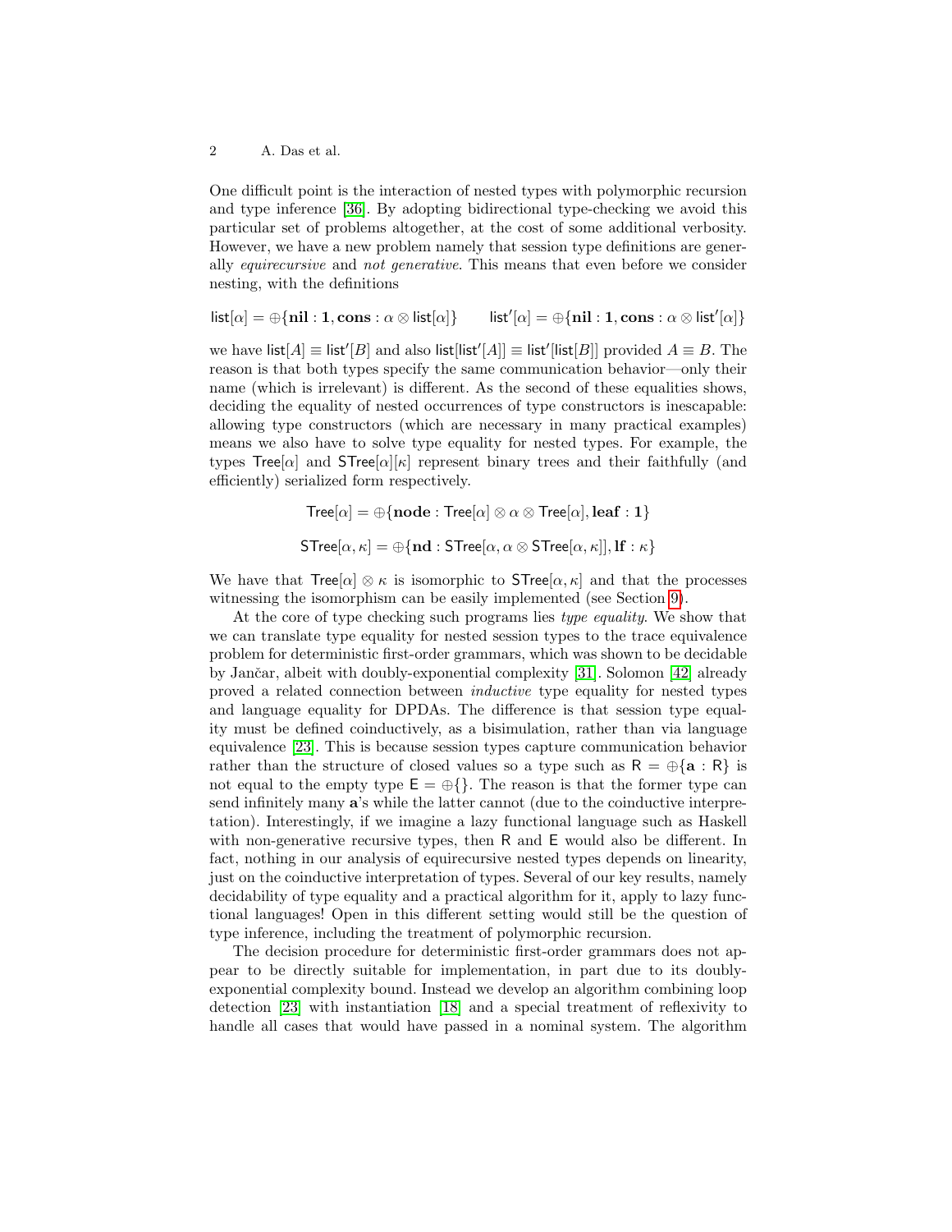One difficult point is the interaction of nested types with polymorphic recursion and type inference [36]. By adopting bidirectional type-checking we avoid this particular set of problems altogether, at the cost of some additional verbosity. However, we have a new problem namely that session type definitions are generally *equirecursive* and *not generative*. This means that even before we consider nesting, with the definitions

$$\mathsf{list}[\alpha] = \oplus\{\mathbf{nil} : \mathbf{1}, \mathbf{cons} : \alpha \otimes \mathsf{list}[\alpha]\} \qquad \mathsf{list}'[\alpha] = \oplus\{\mathbf{nil} : \mathbf{1}, \mathbf{cons} : \alpha \otimes \mathsf{list}'[\alpha]\}$$

we have $\mathsf{list}[A] \equiv \mathsf{list}'[B]$ and also $\mathsf{list}[\mathsf{list}'[A]] \equiv \mathsf{list}'[\mathsf{list}[B]]$ provided $A \equiv B$. The reason is that both types specify the same communication behavior—only their name (which is irrelevant) is different. As the second of these equalities shows, deciding the equality of nested occurrences of type constructors is inescapable: allowing type constructors (which are necessary in many practical examples) means we also have to solve type equality for nested types. For example, the types $\mathsf{Tree}[\alpha]$ and $\mathsf{STree}[\alpha][\kappa]$ represent binary trees and their faithfully (and efficiently) serialized form respectively.

$$\mathsf{Tree}[\alpha] = \oplus\{\mathbf{node} : \mathsf{Tree}[\alpha] \otimes \alpha \otimes \mathsf{Tree}[\alpha], \mathbf{leaf} : \mathbf{1}\}$$

$$\mathsf{STree}[\alpha, \kappa] = \oplus\{\mathbf{nd} : \mathsf{STree}[\alpha, \alpha \otimes \mathsf{STree}[\alpha, \kappa]], \mathbf{lf} : \kappa\}$$

We have that $\mathsf{Tree}[\alpha] \otimes \kappa$ is isomorphic to $\mathsf{STree}[\alpha, \kappa]$ and that the processes witnessing the isomorphism can be easily implemented (see Section 9).

At the core of type checking such programs lies *type equality*. We show that we can translate type equality for nested session types to the trace equivalence problem for deterministic first-order grammars, which was shown to be decidable by Jančar, albeit with doubly-exponential complexity [31]. Solomon [42] already proved a related connection between *inductive* type equality for nested types and language equality for DPDAs. The difference is that session type equality must be defined coinductively, as a bisimulation, rather than via language equivalence [23]. This is because session types capture communication behavior rather than the structure of closed values so a type such as $\mathsf{R} = \oplus\{\mathbf{a} : \mathsf{R}\}$ is not equal to the empty type $\mathsf{E} = \oplus\{\}$. The reason is that the former type can send infinitely many $\mathbf{a}$'s while the latter cannot (due to the coinductive interpretation). Interestingly, if we imagine a lazy functional language such as Haskell with non-generative recursive types, then $\mathsf{R}$ and $\mathsf{E}$ would also be different. In fact, nothing in our analysis of equirecursive nested types depends on linearity, just on the coinductive interpretation of types. Several of our key results, namely decidability of type equality and a practical algorithm for it, apply to lazy functional languages! Open in this different setting would still be the question of type inference, including the treatment of polymorphic recursion.

The decision procedure for deterministic first-order grammars does not appear to be directly suitable for implementation, in part due to its doubly-exponential complexity bound. Instead we develop an algorithm combining loop detection [23] with instantiation [18] and a special treatment of reflexivity to handle all cases that would have passed in a nominal system. The algorithm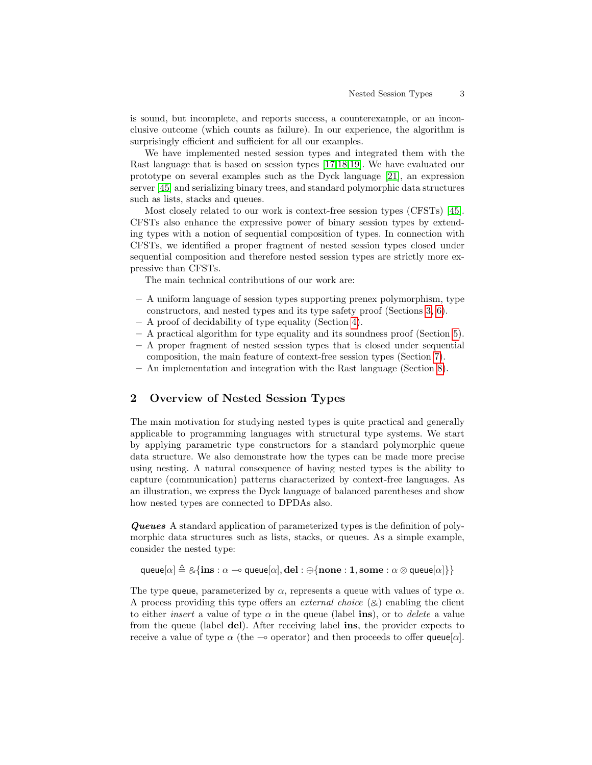is sound, but incomplete, and reports success, a counterexample, or an inconclusive outcome (which counts as failure). In our experience, the algorithm is surprisingly efficient and sufficient for all our examples.

We have implemented nested session types and integrated them with the Rast language that is based on session types [17,18,19]. We have evaluated our prototype on several examples such as the Dyck language [21], an expression server [45] and serializing binary trees, and standard polymorphic data structures such as lists, stacks and queues.

Most closely related to our work is context-free session types (CFSTs) [45]. CFSTs also enhance the expressive power of binary session types by extending types with a notion of sequential composition of types. In connection with CFSTs, we identified a proper fragment of nested session types closed under sequential composition and therefore nested session types are strictly more expressive than CFSTs.

The main technical contributions of our work are:

- A uniform language of session types supporting prenex polymorphism, type constructors, and nested types and its type safety proof (Sections 3, 6).
- A proof of decidability of type equality (Section 4).
- A practical algorithm for type equality and its soundness proof (Section 5).
- A proper fragment of nested session types that is closed under sequential composition, the main feature of context-free session types (Section 7).
- An implementation and integration with the Rast language (Section 8).

## 2 Overview of Nested Session Types

The main motivation for studying nested types is quite practical and generally applicable to programming languages with structural type systems. We start by applying parametric type constructors for a standard polymorphic queue data structure. We also demonstrate how the types can be made more precise using nesting. A natural consequence of having nested types is the ability to capture (communication) patterns characterized by context-free languages. As an illustration, we express the Dyck language of balanced parentheses and show how nested types are connected to DPDAs also.

***Queues*** A standard application of parameterized types is the definition of polymorphic data structures such as lists, stacks, or queues. As a simple example, consider the nested type:

$$\mathsf{queue}[\alpha] \triangleq \&\{\mathbf{ins} : \alpha \multimap \mathsf{queue}[\alpha], \mathbf{del} : \oplus\{\mathbf{none} : \mathbf{1}, \mathbf{some} : \alpha \otimes \mathsf{queue}[\alpha]\}\}$$

The type queue, parameterized by $\alpha$, represents a queue with values of type $\alpha$. A process providing this type offers an *external choice* ($\&$) enabling the client to either *insert* a value of type $\alpha$ in the queue (label **ins**), or to *delete* a value from the queue (label **del**). After receiving label **ins**, the provider expects to receive a value of type $\alpha$ (the $\multimap$ operator) and then proceeds to offer $\mathsf{queue}[\alpha]$.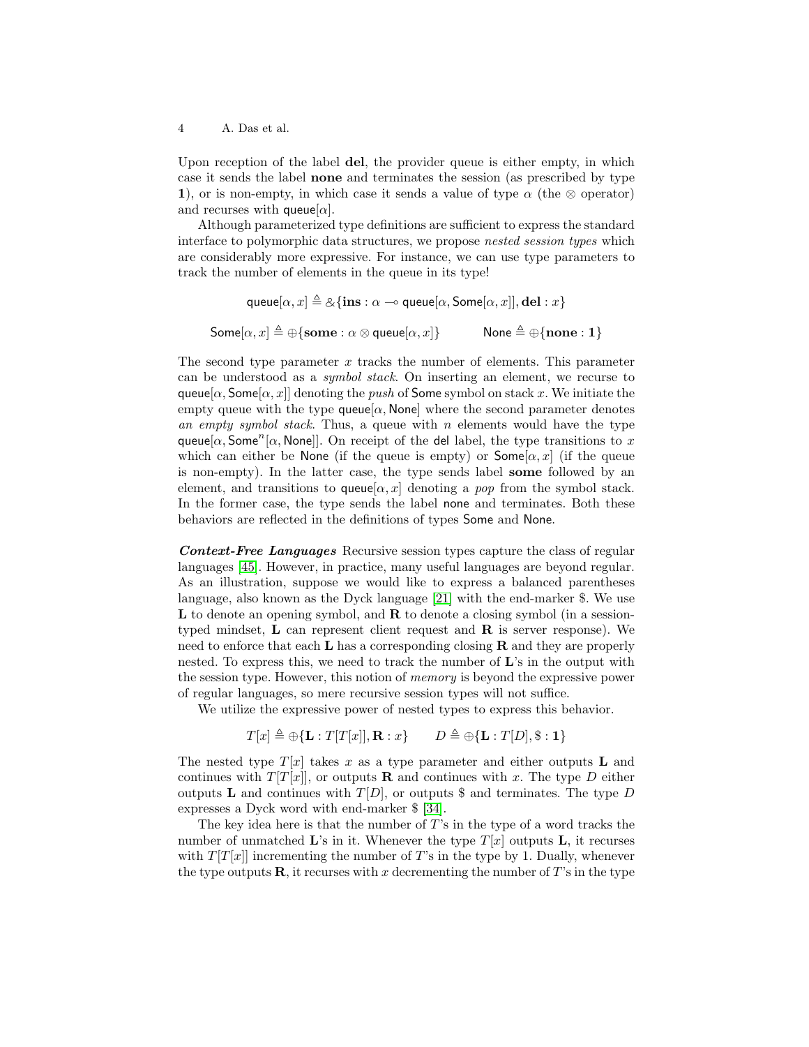Upon reception of the label **del**, the provider queue is either empty, in which case it sends the label **none** and terminates the session (as prescribed by type **1**), or is non-empty, in which case it sends a value of type $\alpha$ (the $\otimes$ operator) and recurses with $\mathsf{queue}[\alpha]$.

Although parameterized type definitions are sufficient to express the standard interface to polymorphic data structures, we propose *nested session types* which are considerably more expressive. For instance, we can use type parameters to track the number of elements in the queue in its type!

$$\mathsf{queue}[\alpha, x] \triangleq \&\{\mathbf{ins} : \alpha \multimap \mathsf{queue}[\alpha, \mathsf{Some}[\alpha, x]], \mathbf{del} : x\}$$

$$\mathsf{Some}[\alpha, x] \triangleq \oplus\{\mathbf{some} : \alpha \otimes \mathsf{queue}[\alpha, x]\} \qquad \mathsf{None} \triangleq \oplus\{\mathbf{none} : \mathbf{1}\}$$

The second type parameter $x$ tracks the number of elements. This parameter can be understood as a *symbol stack*. On inserting an element, we recurse to $\mathsf{queue}[\alpha, \mathsf{Some}[\alpha, x]]$ denoting the *push* of $\mathsf{Some}$ symbol on stack $x$. We initiate the empty queue with the type $\mathsf{queue}[\alpha, \mathsf{None}]$ where the second parameter denotes *an empty symbol stack*. Thus, a queue with $n$ elements would have the type $\mathsf{queue}[\alpha, \mathsf{Some}^n[\alpha, \mathsf{None}]]$. On receipt of the $\mathsf{del}$ label, the type transitions to $x$ which can either be $\mathsf{None}$ (if the queue is empty) or $\mathsf{Some}[\alpha, x]$ (if the queue is non-empty). In the latter case, the type sends label **some** followed by an element, and transitions to $\mathsf{queue}[\alpha, x]$ denoting a *pop* from the symbol stack. In the former case, the type sends the label $\mathsf{none}$ and terminates. Both these behaviors are reflected in the definitions of types $\mathsf{Some}$ and $\mathsf{None}$.

***Context-Free Languages*** Recursive session types capture the class of regular languages [45]. However, in practice, many useful languages are beyond regular. As an illustration, suppose we would like to express a balanced parentheses language, also known as the Dyck language [21] with the end-marker \$. We use $\mathbf{L}$ to denote an opening symbol, and $\mathbf{R}$ to denote a closing symbol (in a session-typed mindset, $\mathbf{L}$ can represent client request and $\mathbf{R}$ is server response). We need to enforce that each $\mathbf{L}$ has a corresponding closing $\mathbf{R}$ and they are properly nested. To express this, we need to track the number of $\mathbf{L}$'s in the output with the session type. However, this notion of *memory* is beyond the expressive power of regular languages, so mere recursive session types will not suffice.

We utilize the expressive power of nested types to express this behavior.

$$T[x] \triangleq \oplus\{\mathbf{L} : T[T[x]], \mathbf{R} : x\} \qquad D \triangleq \oplus\{\mathbf{L} : T[D], \$ : \mathbf{1}\}$$

The nested type $T[x]$ takes $x$ as a type parameter and either outputs $\mathbf{L}$ and continues with $T[T[x]]$, or outputs $\mathbf{R}$ and continues with $x$. The type $D$ either outputs $\mathbf{L}$ and continues with $T[D]$, or outputs \$ and terminates. The type $D$ expresses a Dyck word with end-marker \$ [34].

The key idea here is that the number of $T$'s in the type of a word tracks the number of unmatched $\mathbf{L}$'s in it. Whenever the type $T[x]$ outputs $\mathbf{L}$, it recurses with $T[T[x]]$ incrementing the number of $T$'s in the type by 1. Dually, whenever the type outputs $\mathbf{R}$, it recurses with $x$ decrementing the number of $T$'s in the type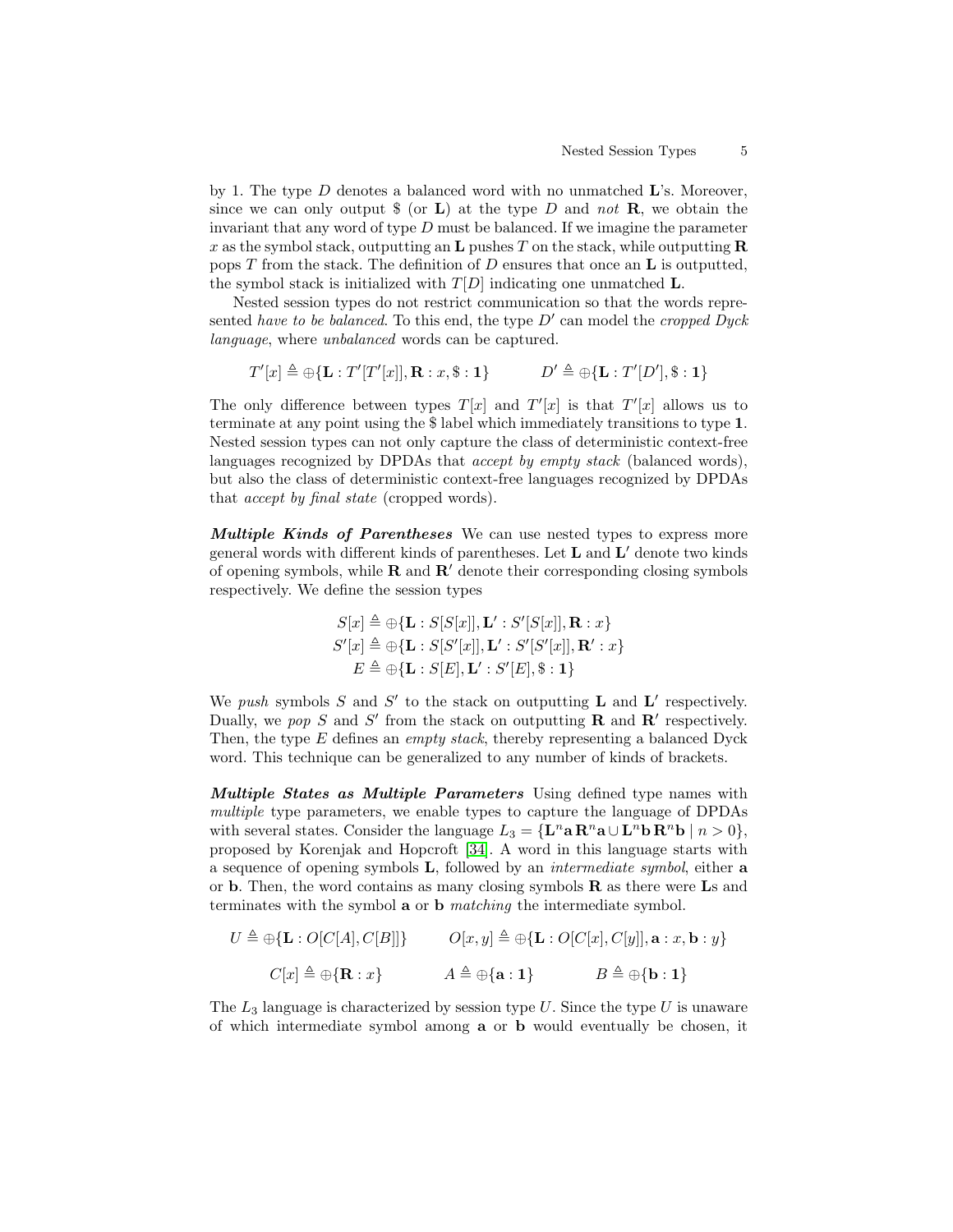by 1. The type $D$ denotes a balanced word with no unmatched $\mathbf{L}$'s. Moreover, since we can only output \$ (or $\mathbf{L}$) at the type $D$ and *not* $\mathbf{R}$, we obtain the invariant that any word of type $D$ must be balanced. If we imagine the parameter $x$ as the symbol stack, outputting an $\mathbf{L}$ pushes $T$ on the stack, while outputting $\mathbf{R}$ pops $T$ from the stack. The definition of $D$ ensures that once an $\mathbf{L}$ is outputted, the symbol stack is initialized with $T[D]$ indicating one unmatched $\mathbf{L}$.

Nested session types do not restrict communication so that the words represented *have to be balanced*. To this end, the type $D'$ can model the *cropped Dyck language*, where *unbalanced* words can be captured.

$$T'[x] \triangleq \oplus\{\mathbf{L} : T'[T'[x]], \mathbf{R} : x, \$ : \mathbf{1}\} \qquad D' \triangleq \oplus\{\mathbf{L} : T'[D'], \$ : \mathbf{1}\}$$

The only difference between types $T[x]$ and $T'[x]$ is that $T'[x]$ allows us to terminate at any point using the \$ label which immediately transitions to type $\mathbf{1}$. Nested session types can not only capture the class of deterministic context-free languages recognized by DPDAs that *accept by empty stack* (balanced words), but also the class of deterministic context-free languages recognized by DPDAs that *accept by final state* (cropped words).

***Multiple Kinds of Parentheses*** We can use nested types to express more general words with different kinds of parentheses. Let $\mathbf{L}$ and $\mathbf{L}'$ denote two kinds of opening symbols, while $\mathbf{R}$ and $\mathbf{R}'$ denote their corresponding closing symbols respectively. We define the session types

$$
\begin{aligned}
S[x] &\triangleq \oplus\{\mathbf{L} : S[S[x]], \mathbf{L}' : S'[S[x]], \mathbf{R} : x\} \\
S'[x] &\triangleq \oplus\{\mathbf{L} : S[S'[x]], \mathbf{L}' : S'[S'[x]], \mathbf{R}' : x\} \\
E &\triangleq \oplus\{\mathbf{L} : S[E], \mathbf{L}' : S'[E], \$ : \mathbf{1}\}
\end{aligned}
$$

We *push* symbols $S$ and $S'$ to the stack on outputting $\mathbf{L}$ and $\mathbf{L}'$ respectively. Dually, we *pop* $S$ and $S'$ from the stack on outputting $\mathbf{R}$ and $\mathbf{R}'$ respectively. Then, the type $E$ defines an *empty stack*, thereby representing a balanced Dyck word. This technique can be generalized to any number of kinds of brackets.

***Multiple States as Multiple Parameters*** Using defined type names with *multiple* type parameters, we enable types to capture the language of DPDAs with several states. Consider the language $L_3 = \{\mathbf{L}^n \mathbf{a}\, \mathbf{R}^n \mathbf{a} \cup \mathbf{L}^n \mathbf{b}\, \mathbf{R}^n \mathbf{b} \mid n > 0\}$, proposed by Korenjak and Hopcroft [34]. A word in this language starts with a sequence of opening symbols $\mathbf{L}$, followed by an *intermediate symbol*, either $\mathbf{a}$ or $\mathbf{b}$. Then, the word contains as many closing symbols $\mathbf{R}$ as there were $\mathbf{L}$s and terminates with the symbol $\mathbf{a}$ or $\mathbf{b}$ *matching* the intermediate symbol.

$$U \triangleq \oplus\{\mathbf{L} : O[C[A], C[B]]\} \qquad O[x, y] \triangleq \oplus\{\mathbf{L} : O[C[x], C[y]], \mathbf{a} : x, \mathbf{b} : y\}$$

$$C[x] \triangleq \oplus\{\mathbf{R} : x\} \qquad A \triangleq \oplus\{\mathbf{a} : \mathbf{1}\} \qquad B \triangleq \oplus\{\mathbf{b} : \mathbf{1}\}$$

The $L_3$ language is characterized by session type $U$. Since the type $U$ is unaware of which intermediate symbol among $\mathbf{a}$ or $\mathbf{b}$ would eventually be chosen, it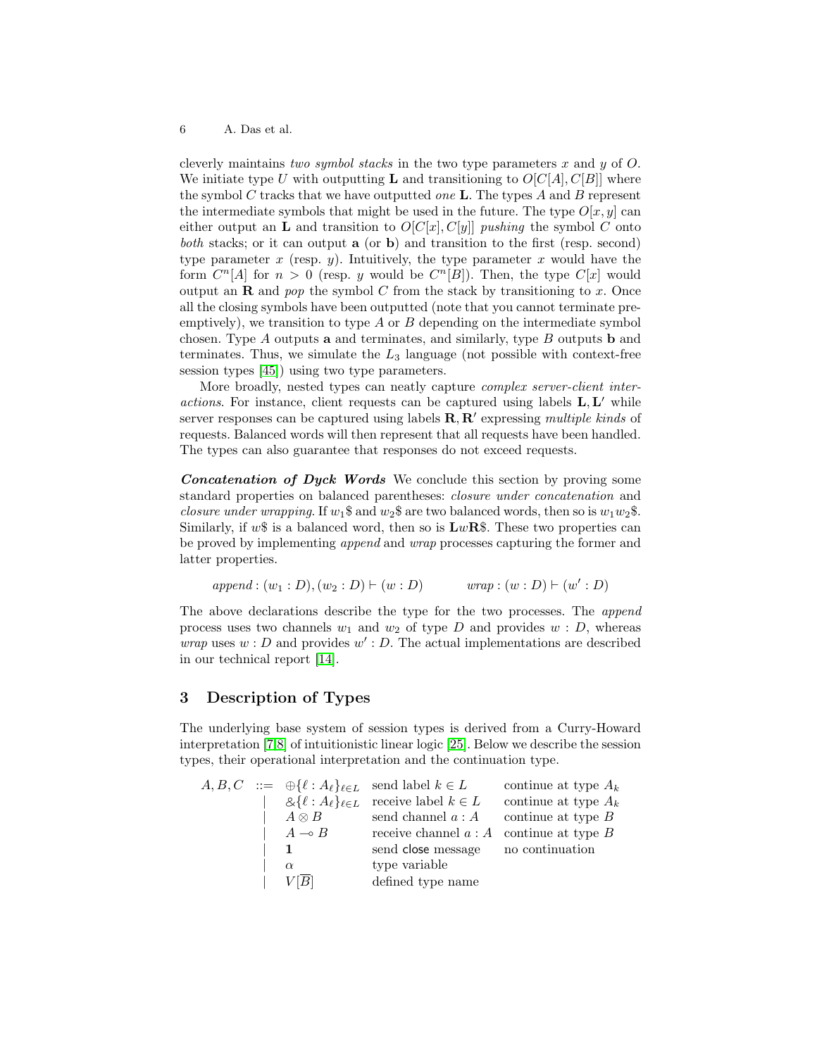cleverly maintains *two symbol stacks* in the two type parameters $x$ and $y$ of $O$. We initiate type $U$ with outputting $\mathbf{L}$ and transitioning to $O[C[A], C[B]]$ where the symbol $C$ tracks that we have outputted *one* $\mathbf{L}$. The types $A$ and $B$ represent the intermediate symbols that might be used in the future. The type $O[x, y]$ can either output an $\mathbf{L}$ and transition to $O[C[x], C[y]]$ *pushing* the symbol $C$ onto *both* stacks; or it can output $\mathbf{a}$ (or $\mathbf{b}$) and transition to the first (resp. second) type parameter $x$ (resp. $y$). Intuitively, the type parameter $x$ would have the form $C^n[A]$ for $n > 0$ (resp. $y$ would be $C^n[B]$). Then, the type $C[x]$ would output an $\mathbf{R}$ and *pop* the symbol $C$ from the stack by transitioning to $x$. Once all the closing symbols have been outputted (note that you cannot terminate preemptively), we transition to type $A$ or $B$ depending on the intermediate symbol chosen. Type $A$ outputs $\mathbf{a}$ and terminates, and similarly, type $B$ outputs $\mathbf{b}$ and terminates. Thus, we simulate the $L_3$ language (not possible with context-free session types [45]) using two type parameters.

More broadly, nested types can neatly capture *complex server-client interactions*. For instance, client requests can be captured using labels $\mathbf{L}, \mathbf{L}'$ while server responses can be captured using labels $\mathbf{R}, \mathbf{R}'$ expressing *multiple kinds* of requests. Balanced words will then represent that all requests have been handled. The types can also guarantee that responses do not exceed requests.

***Concatenation of Dyck Words*** We conclude this section by proving some standard properties on balanced parentheses: *closure under concatenation* and *closure under wrapping*. If $w_1\$$ and $w_2\$$ are two balanced words, then so is $w_1 w_2\$$. Similarly, if $w\$$ is a balanced word, then so is $\mathbf{L}w\mathbf{R}\$$. These two properties can be proved by implementing *append* and *wrap* processes capturing the former and latter properties.

$$\mathit{append} : (w_1 : D), (w_2 : D) \vdash (w : D) \qquad\qquad \mathit{wrap} : (w : D) \vdash (w' : D)$$

The above declarations describe the type for the two processes. The *append* process uses two channels $w_1$ and $w_2$ of type $D$ and provides $w : D$, whereas *wrap* uses $w : D$ and provides $w' : D$. The actual implementations are described in our technical report [14].

## 3 Description of Types

The underlying base system of session types is derived from a Curry-Howard interpretation [7,8] of intuitionistic linear logic [25]. Below we describe the session types, their operational interpretation and the continuation type.

$$
\begin{array}{llll}
A, B, C & ::= \ \oplus\{\ell : A_\ell\}_{\ell \in L} & \text{send label } k \in L & \text{continue at type } A_k \\
& \quad \mid \ \&\{\ell : A_\ell\}_{\ell \in L} & \text{receive label } k \in L & \text{continue at type } A_k \\
& \quad \mid \ A \otimes B & \text{send channel } a : A & \text{continue at type } B \\
& \quad \mid \ A \multimap B & \text{receive channel } a : A & \text{continue at type } B \\
& \quad \mid \ \mathbf{1} & \text{send } \mathsf{close} \text{ message} & \text{no continuation} \\
& \quad \mid \ \alpha & \text{type variable} & \\
& \quad \mid \ V[\overline{B}] & \text{defined type name} &
\end{array}
$$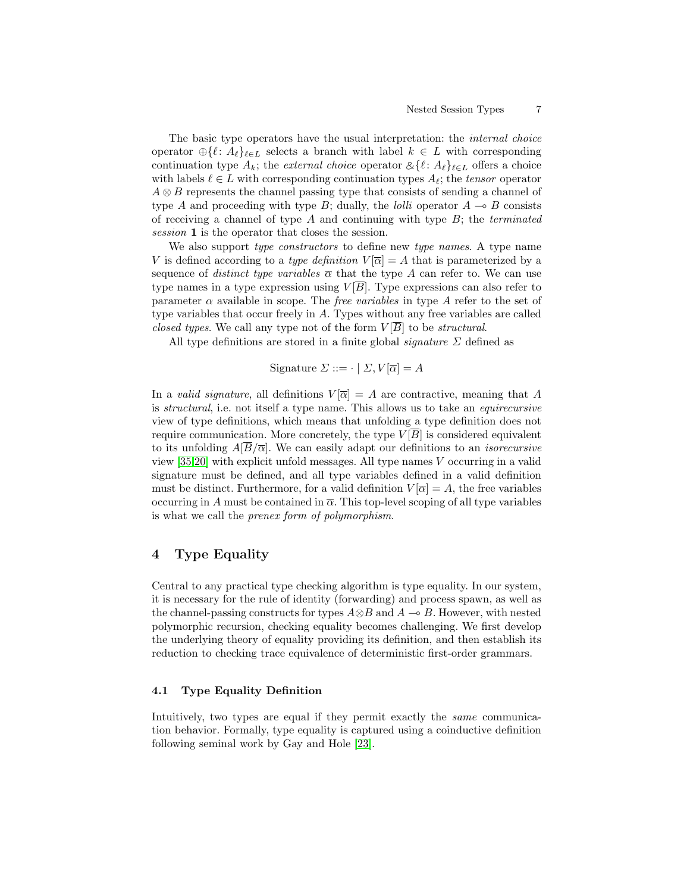The basic type operators have the usual interpretation: the *internal choice* operator $\oplus\{\ell : A_\ell\}_{\ell \in L}$ selects a branch with label $k \in L$ with corresponding continuation type $A_k$; the *external choice* operator $\&\{\ell : A_\ell\}_{\ell \in L}$ offers a choice with labels $\ell \in L$ with corresponding continuation types $A_\ell$; the *tensor* operator $A \otimes B$ represents the channel passing type that consists of sending a channel of type $A$ and proceeding with type $B$; dually, the *lolli* operator $A \multimap B$ consists of receiving a channel of type $A$ and continuing with type $B$; the *terminated session* $\mathbf{1}$ is the operator that closes the session.

We also support *type constructors* to define new *type names*. A type name $V$ is defined according to a *type definition* $V[\overline{\alpha}] = A$ that is parameterized by a sequence of *distinct type variables* $\overline{\alpha}$ that the type $A$ can refer to. We can use type names in a type expression using $V[\overline{B}]$. Type expressions can also refer to parameter $\alpha$ available in scope. The *free variables* in type $A$ refer to the set of type variables that occur freely in $A$. Types without any free variables are called *closed types*. We call any type not of the form $V[\overline{B}]$ to be *structural*.

All type definitions are stored in a finite global *signature* $\Sigma$ defined as

$$\text{Signature } \Sigma ::= \cdot \mid \Sigma, V[\overline{\alpha}] = A$$

In a *valid signature*, all definitions $V[\overline{\alpha}] = A$ are contractive, meaning that $A$ is *structural*, i.e. not itself a type name. This allows us to take an *equirecursive* view of type definitions, which means that unfolding a type definition does not require communication. More concretely, the type $V[\overline{B}]$ is considered equivalent to its unfolding $A[\overline{B}/\overline{\alpha}]$. We can easily adapt our definitions to an *isorecursive* view [35,20] with explicit unfold messages. All type names $V$ occurring in a valid signature must be defined, and all type variables defined in a valid definition must be distinct. Furthermore, for a valid definition $V[\overline{\alpha}] = A$, the free variables occurring in $A$ must be contained in $\overline{\alpha}$. This top-level scoping of all type variables is what we call the *prenex form of polymorphism*.

## 4 Type Equality

Central to any practical type checking algorithm is type equality. In our system, it is necessary for the rule of identity (forwarding) and process spawn, as well as the channel-passing constructs for types $A \otimes B$ and $A \multimap B$. However, with nested polymorphic recursion, checking equality becomes challenging. We first develop the underlying theory of equality providing its definition, and then establish its reduction to checking trace equivalence of deterministic first-order grammars.

### 4.1 Type Equality Definition

Intuitively, two types are equal if they permit exactly the *same* communication behavior. Formally, type equality is captured using a coinductive definition following seminal work by Gay and Hole [23].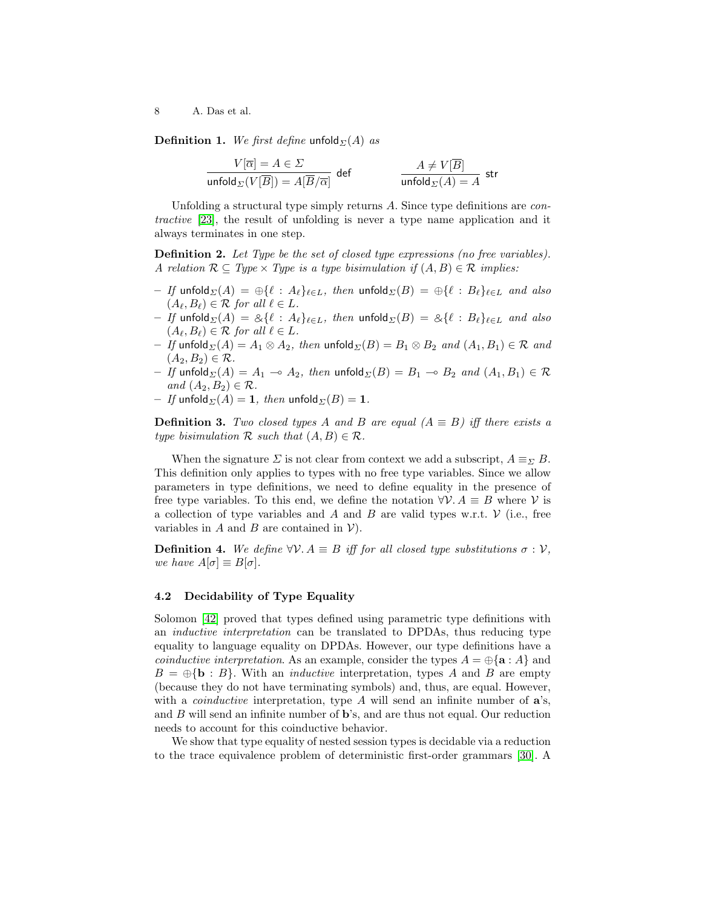**Definition 1.** *We first define* $\mathsf{unfold}_\Sigma(A)$ *as*

$$\frac{V[\overline{\alpha}] = A \in \Sigma}{\mathsf{unfold}_\Sigma(V[\overline{B}]) = A[\overline{B}/\overline{\alpha}]}\ \mathsf{def} \qquad\qquad \frac{A \neq V[\overline{B}]}{\mathsf{unfold}_\Sigma(A) = A}\ \mathsf{str}$$

Unfolding a structural type simply returns $A$. Since type definitions are *contractive* [23], the result of unfolding is never a type name application and it always terminates in one step.

**Definition 2.** *Let Type be the set of closed type expressions (no free variables). A relation* $\mathcal{R} \subseteq Type \times Type$ *is a type bisimulation if* $(A, B) \in \mathcal{R}$ *implies:*

- *If* $\mathsf{unfold}_\Sigma(A) = \oplus\{\ell : A_\ell\}_{\ell \in L}$*, then* $\mathsf{unfold}_\Sigma(B) = \oplus\{\ell : B_\ell\}_{\ell \in L}$ *and also* $(A_\ell, B_\ell) \in \mathcal{R}$ *for all* $\ell \in L$*.*
- *If* $\mathsf{unfold}_\Sigma(A) = \&\{\ell : A_\ell\}_{\ell \in L}$*, then* $\mathsf{unfold}_\Sigma(B) = \&\{\ell : B_\ell\}_{\ell \in L}$ *and also* $(A_\ell, B_\ell) \in \mathcal{R}$ *for all* $\ell \in L$*.*
- *If* $\mathsf{unfold}_\Sigma(A) = A_1 \otimes A_2$*, then* $\mathsf{unfold}_\Sigma(B) = B_1 \otimes B_2$ *and* $(A_1, B_1) \in \mathcal{R}$ *and* $(A_2, B_2) \in \mathcal{R}$*.*
- *If* $\mathsf{unfold}_\Sigma(A) = A_1 \multimap A_2$*, then* $\mathsf{unfold}_\Sigma(B) = B_1 \multimap B_2$ *and* $(A_1, B_1) \in \mathcal{R}$ *and* $(A_2, B_2) \in \mathcal{R}$*.*
- *If* $\mathsf{unfold}_\Sigma(A) = \mathbf{1}$*, then* $\mathsf{unfold}_\Sigma(B) = \mathbf{1}$*.*

**Definition 3.** *Two closed types* $A$ *and* $B$ *are equal* ($A \equiv B$) *iff there exists a type bisimulation* $\mathcal{R}$ *such that* $(A, B) \in \mathcal{R}$*.*

When the signature $\Sigma$ is not clear from context we add a subscript, $A \equiv_\Sigma B$. This definition only applies to types with no free type variables. Since we allow parameters in type definitions, we need to define equality in the presence of free type variables. To this end, we define the notation $\forall \mathcal{V}.\, A \equiv B$ where $\mathcal{V}$ is a collection of type variables and $A$ and $B$ are valid types w.r.t. $\mathcal{V}$ (i.e., free variables in $A$ and $B$ are contained in $\mathcal{V}$).

**Definition 4.** *We define* $\forall \mathcal{V}.\, A \equiv B$ *iff for all closed type substitutions* $\sigma : \mathcal{V}$*, we have* $A[\sigma] \equiv B[\sigma]$*.*

### 4.2 Decidability of Type Equality

Solomon [42] proved that types defined using parametric type definitions with an *inductive interpretation* can be translated to DPDAs, thus reducing type equality to language equality on DPDAs. However, our type definitions have a *coinductive interpretation*. As an example, consider the types $A = \oplus\{\mathbf{a} : A\}$ and $B = \oplus\{\mathbf{b} : B\}$. With an *inductive* interpretation, types $A$ and $B$ are empty (because they do not have terminating symbols) and, thus, are equal. However, with a *coinductive* interpretation, type $A$ will send an infinite number of $\mathbf{a}$'s, and $B$ will send an infinite number of $\mathbf{b}$'s, and are thus not equal. Our reduction needs to account for this coinductive behavior.

We show that type equality of nested session types is decidable via a reduction to the trace equivalence problem of deterministic first-order grammars [30]. A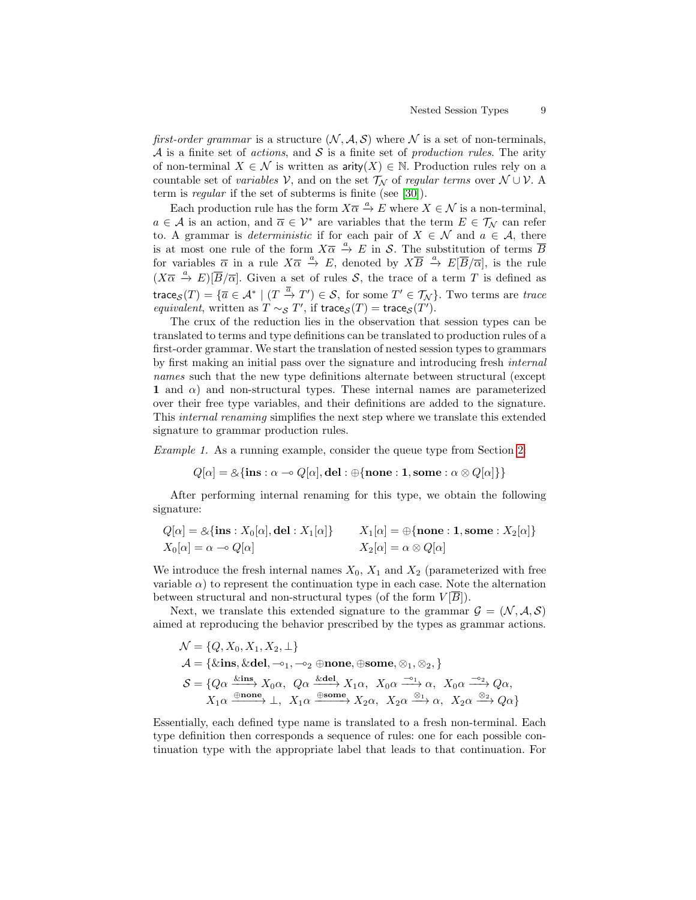*first-order grammar* is a structure $(\mathcal{N}, \mathcal{A}, \mathcal{S})$ where $\mathcal{N}$ is a set of non-terminals, $\mathcal{A}$ is a finite set of *actions*, and $\mathcal{S}$ is a finite set of *production rules*. The arity of non-terminal $X \in \mathcal{N}$ is written as $\mathsf{arity}(X) \in \mathbb{N}$. Production rules rely on a countable set of *variables* $\mathcal{V}$, and on the set $\mathcal{T}_\mathcal{N}$ of *regular terms* over $\mathcal{N} \cup \mathcal{V}$. A term is *regular* if the set of subterms is finite (see [30]).

Each production rule has the form $X\overline{\alpha} \xrightarrow{a} E$ where $X \in \mathcal{N}$ is a non-terminal, $a \in \mathcal{A}$ is an action, and $\overline{\alpha} \in \mathcal{V}^*$ are variables that the term $E \in \mathcal{T}_\mathcal{N}$ can refer to. A grammar is *deterministic* if for each pair of $X \in \mathcal{N}$ and $a \in \mathcal{A}$, there is at most one rule of the form $X\overline{\alpha} \xrightarrow{a} E$ in $\mathcal{S}$. The substitution of terms $\overline{B}$ for variables $\overline{\alpha}$ in a rule $X\overline{\alpha} \xrightarrow{a} E$, denoted by $X\overline{B} \xrightarrow{a} E[\overline{B}/\overline{\alpha}]$, is the rule $(X\overline{\alpha} \xrightarrow{a} E)[\overline{B}/\overline{\alpha}]$. Given a set of rules $\mathcal{S}$, the trace of a term $T$ is defined as $\mathsf{trace}_\mathcal{S}(T) = \{\overline{a} \in \mathcal{A}^* \mid (T \xrightarrow{\overline{a}} T') \in \mathcal{S}, \text{ for some } T' \in \mathcal{T}_\mathcal{N}\}$. Two terms are *trace equivalent*, written as $T \sim_\mathcal{S} T'$, if $\mathsf{trace}_\mathcal{S}(T) = \mathsf{trace}_\mathcal{S}(T')$.

The crux of the reduction lies in the observation that session types can be translated to terms and type definitions can be translated to production rules of a first-order grammar. We start the translation of nested session types to grammars by first making an initial pass over the signature and introducing fresh *internal names* such that the new type definitions alternate between structural (except $\mathbf{1}$ and $\alpha$) and non-structural types. These internal names are parameterized over their free type variables, and their definitions are added to the signature. This *internal renaming* simplifies the next step where we translate this extended signature to grammar production rules.

*Example 1.* As a running example, consider the queue type from Section 2

$$Q[\alpha] = \&\{\mathbf{ins} : \alpha \multimap Q[\alpha], \mathbf{del} : \oplus\{\mathbf{none} : \mathbf{1}, \mathbf{some} : \alpha \otimes Q[\alpha]\}\}$$

After performing internal renaming for this type, we obtain the following signature:

$$\begin{array}{ll} Q[\alpha] = \&\{\mathbf{ins} : X_0[\alpha], \mathbf{del} : X_1[\alpha]\} & \quad X_1[\alpha] = \oplus\{\mathbf{none} : \mathbf{1}, \mathbf{some} : X_2[\alpha]\} \\ X_0[\alpha] = \alpha \multimap Q[\alpha] & \quad X_2[\alpha] = \alpha \otimes Q[\alpha] \end{array}$$

We introduce the fresh internal names $X_0$, $X_1$ and $X_2$ (parameterized with free variable $\alpha$) to represent the continuation type in each case. Note the alternation between structural and non-structural types (of the form $V[\overline{B}]$).

Next, we translate this extended signature to the grammar $\mathcal{G} = (\mathcal{N}, \mathcal{A}, \mathcal{S})$ aimed at reproducing the behavior prescribed by the types as grammar actions.

$$\begin{aligned} \mathcal{N} &= \{Q, X_0, X_1, X_2, \bot\} \\ \mathcal{A} &= \{\&\mathbf{ins}, \&\mathbf{del}, \multimap_1, \multimap_2 \oplus\mathbf{none}, \oplus\mathbf{some}, \otimes_1, \otimes_2, \} \\ \mathcal{S} &= \{Q\alpha \xrightarrow{\&\mathbf{ins}} X_0\alpha,\ Q\alpha \xrightarrow{\&\mathbf{del}} X_1\alpha,\ X_0\alpha \xrightarrow{\multimap_1} \alpha,\ X_0\alpha \xrightarrow{\multimap_2} Q\alpha, \\ &\quad\ X_1\alpha \xrightarrow{\oplus\mathbf{none}} \bot,\ X_1\alpha \xrightarrow{\oplus\mathbf{some}} X_2\alpha,\ X_2\alpha \xrightarrow{\otimes_1} \alpha,\ X_2\alpha \xrightarrow{\otimes_2} Q\alpha\} \end{aligned}$$

Essentially, each defined type name is translated to a fresh non-terminal. Each type definition then corresponds a sequence of rules: one for each possible continuation type with the appropriate label that leads to that continuation. For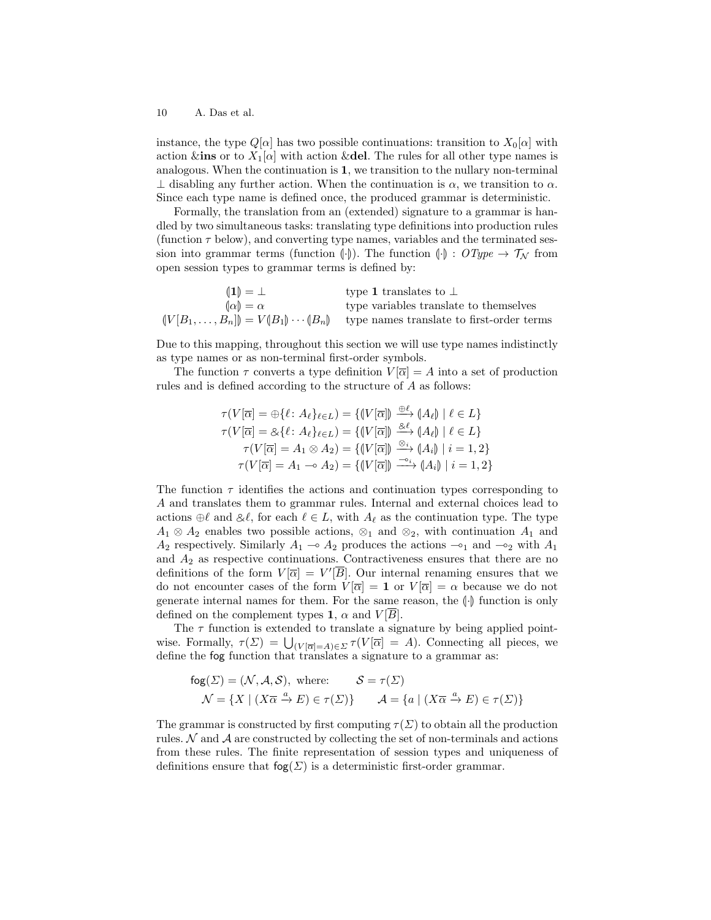instance, the type $Q[\alpha]$ has two possible continuations: transition to $X_0[\alpha]$ with action $\&\mathbf{ins}$ or to $X_1[\alpha]$ with action $\&\mathbf{del}$. The rules for all other type names is analogous. When the continuation is $\mathbf{1}$, we transition to the nullary non-terminal $\bot$ disabling any further action. When the continuation is $\alpha$, we transition to $\alpha$. Since each type name is defined once, the produced grammar is deterministic.

Formally, the translation from an (extended) signature to a grammar is handled by two simultaneous tasks: translating type definitions into production rules (function $\tau$ below), and converting type names, variables and the terminated session into grammar terms (function $(\!|\cdot|\!)$). The function $(\!|\cdot|\!) : \mathit{OType} \to \mathcal{T}_{\mathcal{N}}$ from open session types to grammar terms is defined by:

$$
\begin{array}{rll}
(\!|\mathbf{1}|\!) = \bot & & \text{type } \mathbf{1} \text{ translates to } \bot \\
(\!|\alpha|\!) = \alpha & & \text{type variables translate to themselves} \\
(\!|V[B_1, \ldots, B_n]|\!) = V(\!|B_1|\!) \cdots (\!|B_n|\!) & & \text{type names translate to first-order terms}
\end{array}
$$

Due to this mapping, throughout this section we will use type names indistinctly as type names or as non-terminal first-order symbols.

The function $\tau$ converts a type definition $V[\overline{\alpha}] = A$ into a set of production rules and is defined according to the structure of $A$ as follows:

$$
\begin{aligned}
\tau(V[\overline{\alpha}] = \oplus\{\ell\colon A_\ell\}_{\ell \in L}) &= \{(\!|V[\overline{\alpha}]|\!) \xrightarrow{\oplus\ell} (\!|A_\ell|\!) \mid \ell \in L\} \\
\tau(V[\overline{\alpha}] = \&\{\ell\colon A_\ell\}_{\ell \in L}) &= \{(\!|V[\overline{\alpha}]|\!) \xrightarrow{\&\ell} (\!|A_\ell|\!) \mid \ell \in L\} \\
\tau(V[\overline{\alpha}] = A_1 \otimes A_2) &= \{(\!|V[\overline{\alpha}]|\!) \xrightarrow{\otimes_i} (\!|A_i|\!) \mid i = 1, 2\} \\
\tau(V[\overline{\alpha}] = A_1 \multimap A_2) &= \{(\!|V[\overline{\alpha}]|\!) \xrightarrow{\multimap_i} (\!|A_i|\!) \mid i = 1, 2\}
\end{aligned}
$$

The function $\tau$ identifies the actions and continuation types corresponding to $A$ and translates them to grammar rules. Internal and external choices lead to actions $\oplus\ell$ and $\&\ell$, for each $\ell \in L$, with $A_\ell$ as the continuation type. The type $A_1 \otimes A_2$ enables two possible actions, $\otimes_1$ and $\otimes_2$, with continuation $A_1$ and $A_2$ respectively. Similarly $A_1 \multimap A_2$ produces the actions $\multimap_1$ and $\multimap_2$ with $A_1$ and $A_2$ as respective continuations. Contractiveness ensures that there are no definitions of the form $V[\overline{\alpha}] = V'[\overline{B}]$. Our internal renaming ensures that we do not encounter cases of the form $V[\overline{\alpha}] = \mathbf{1}$ or $V[\overline{\alpha}] = \alpha$ because we do not generate internal names for them. For the same reason, the $(\!|\cdot|\!)$ function is only defined on the complement types $\mathbf{1}$, $\alpha$ and $V[\overline{B}]$.

The $\tau$ function is extended to translate a signature by being applied pointwise. Formally, $\tau(\Sigma) = \bigcup_{(V[\overline{\alpha}]=A) \in \Sigma} \tau(V[\overline{\alpha}] = A)$. Connecting all pieces, we define the $\mathsf{fog}$ function that translates a signature to a grammar as:

$$
\begin{aligned}
&\mathsf{fog}(\Sigma) = (\mathcal{N}, \mathcal{A}, \mathcal{S}), \text{ where:} \qquad \mathcal{S} = \tau(\Sigma) \\
&\mathcal{N} = \{X \mid (X\overline{\alpha} \xrightarrow{a} E) \in \tau(\Sigma)\} \qquad \mathcal{A} = \{a \mid (X\overline{\alpha} \xrightarrow{a} E) \in \tau(\Sigma)\}
\end{aligned}
$$

The grammar is constructed by first computing $\tau(\Sigma)$ to obtain all the production rules. $\mathcal{N}$ and $\mathcal{A}$ are constructed by collecting the set of non-terminals and actions from these rules. The finite representation of session types and uniqueness of definitions ensure that $\mathsf{fog}(\Sigma)$ is a deterministic first-order grammar.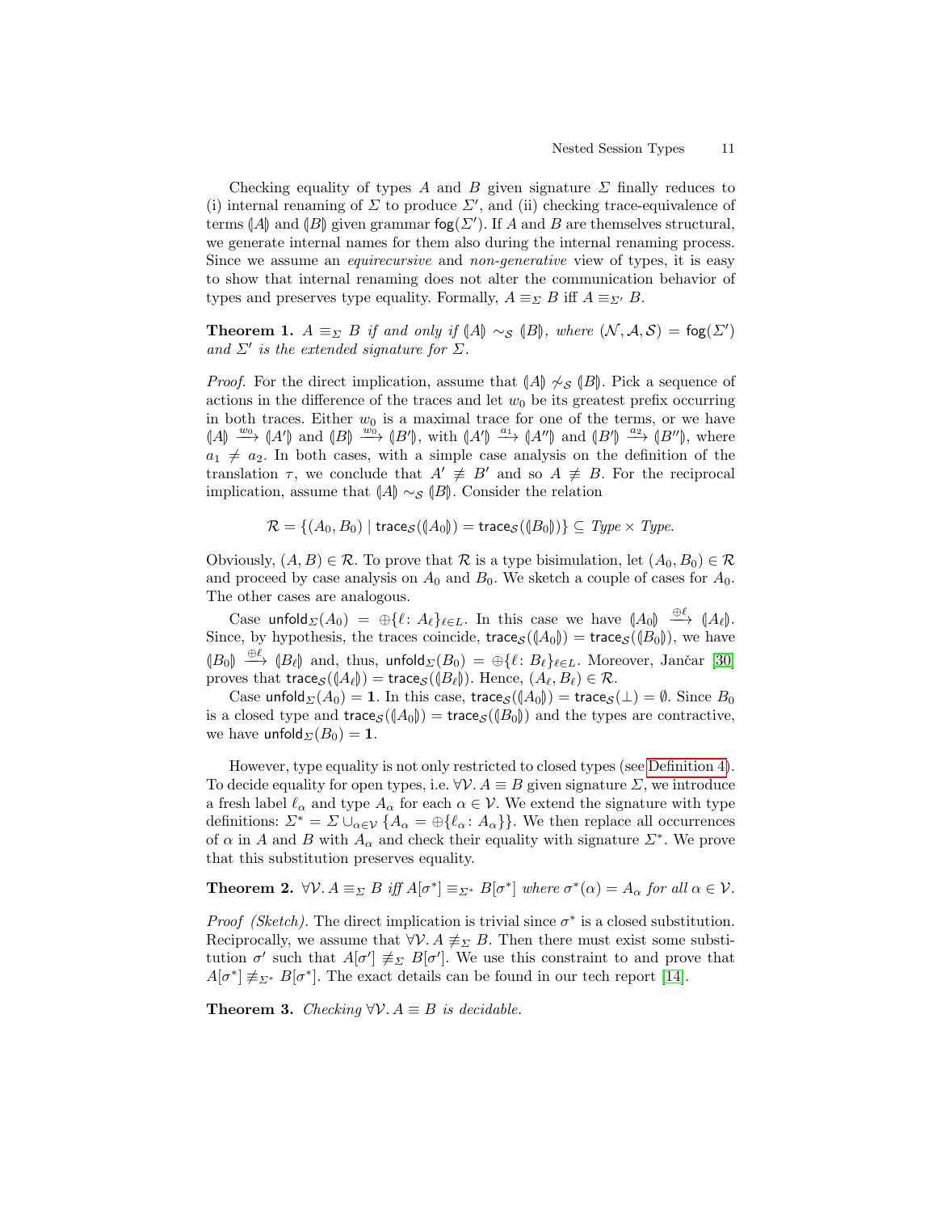Checking equality of types $A$ and $B$ given signature $\Sigma$ finally reduces to (i) internal renaming of $\Sigma$ to produce $\Sigma'$, and (ii) checking trace-equivalence of terms $(\!|A|\!)$ and $(\!|B|\!)$ given grammar $\mathsf{fog}(\Sigma')$. If $A$ and $B$ are themselves structural, we generate internal names for them also during the internal renaming process. Since we assume an *equirecursive* and *non-generative* view of types, it is easy to show that internal renaming does not alter the communication behavior of types and preserves type equality. Formally, $A \equiv_\Sigma B$ iff $A \equiv_{\Sigma'} B$.

**Theorem 1.** *$A \equiv_\Sigma B$ if and only if $(\!|A|\!) \sim_{\mathcal{S}} (\!|B|\!)$, where $(\mathcal{N}, \mathcal{A}, \mathcal{S}) = \mathsf{fog}(\Sigma')$ and $\Sigma'$ is the extended signature for $\Sigma$.*

*Proof.* For the direct implication, assume that $(\!|A|\!) \not\sim_{\mathcal{S}} (\!|B|\!)$. Pick a sequence of actions in the difference of the traces and let $w_0$ be its greatest prefix occurring in both traces. Either $w_0$ is a maximal trace for one of the terms, or we have $(\!|A|\!) \xrightarrow{w_0} (\!|A'|\!)$ and $(\!|B|\!) \xrightarrow{w_0} (\!|B'|\!)$, with $(\!|A'|\!) \xrightarrow{a_1} (\!|A''|\!)$ and $(\!|B'|\!) \xrightarrow{a_2} (\!|B''|\!)$, where $a_1 \neq a_2$. In both cases, with a simple case analysis on the definition of the translation $\tau$, we conclude that $A' \not\equiv B'$ and so $A \not\equiv B$. For the reciprocal implication, assume that $(\!|A|\!) \sim_{\mathcal{S}} (\!|B|\!)$. Consider the relation

$$\mathcal{R} = \{(A_0, B_0) \mid \mathsf{trace}_{\mathcal{S}}((\!|A_0|\!)) = \mathsf{trace}_{\mathcal{S}}((\!|B_0|\!))\} \subseteq \mathit{Type} \times \mathit{Type}.$$

Obviously, $(A, B) \in \mathcal{R}$. To prove that $\mathcal{R}$ is a type bisimulation, let $(A_0, B_0) \in \mathcal{R}$ and proceed by case analysis on $A_0$ and $B_0$. We sketch a couple of cases for $A_0$. The other cases are analogous.

Case $\mathsf{unfold}_\Sigma(A_0) = \oplus\{\ell \colon A_\ell\}_{\ell \in L}$. In this case we have $(\!|A_0|\!) \xrightarrow{\oplus \ell} (\!|A_\ell|\!)$. Since, by hypothesis, the traces coincide, $\mathsf{trace}_{\mathcal{S}}((\!|A_0|\!)) = \mathsf{trace}_{\mathcal{S}}((\!|B_0|\!))$, we have $(\!|B_0|\!) \xrightarrow{\oplus \ell} (\!|B_\ell|\!)$ and, thus, $\mathsf{unfold}_\Sigma(B_0) = \oplus\{\ell \colon B_\ell\}_{\ell \in L}$. Moreover, Jančar [30] proves that $\mathsf{trace}_{\mathcal{S}}((\!|A_\ell|\!)) = \mathsf{trace}_{\mathcal{S}}((\!|B_\ell|\!))$. Hence, $(A_\ell, B_\ell) \in \mathcal{R}$.

Case $\mathsf{unfold}_\Sigma(A_0) = \mathbf{1}$. In this case, $\mathsf{trace}_{\mathcal{S}}((\!|A_0|\!)) = \mathsf{trace}_{\mathcal{S}}(\bot) = \emptyset$. Since $B_0$ is a closed type and $\mathsf{trace}_{\mathcal{S}}((\!|A_0|\!)) = \mathsf{trace}_{\mathcal{S}}((\!|B_0|\!))$ and the types are contractive, we have $\mathsf{unfold}_\Sigma(B_0) = \mathbf{1}$.

However, type equality is not only restricted to closed types (see Definition 4). To decide equality for open types, i.e. $\forall \mathcal{V}.\, A \equiv B$ given signature $\Sigma$, we introduce a fresh label $\ell_\alpha$ and type $A_\alpha$ for each $\alpha \in \mathcal{V}$. We extend the signature with type definitions: $\Sigma^* = \Sigma \cup_{\alpha \in \mathcal{V}} \{A_\alpha = \oplus\{\ell_\alpha \colon A_\alpha\}\}$. We then replace all occurrences of $\alpha$ in $A$ and $B$ with $A_\alpha$ and check their equality with signature $\Sigma^*$. We prove that this substitution preserves equality.

**Theorem 2.** *$\forall \mathcal{V}.\, A \equiv_\Sigma B$ iff $A[\sigma^*] \equiv_{\Sigma^*} B[\sigma^*]$ where $\sigma^*(\alpha) = A_\alpha$ for all $\alpha \in \mathcal{V}$.*

*Proof (Sketch).* The direct implication is trivial since $\sigma^*$ is a closed substitution. Reciprocally, we assume that $\forall \mathcal{V}.\, A \not\equiv_\Sigma B$. Then there must exist some substitution $\sigma'$ such that $A[\sigma'] \not\equiv_\Sigma B[\sigma']$. We use this constraint to and prove that $A[\sigma^*] \not\equiv_{\Sigma^*} B[\sigma^*]$. The exact details can be found in our tech report [14].

**Theorem 3.** *Checking $\forall \mathcal{V}.\, A \equiv B$ is decidable.*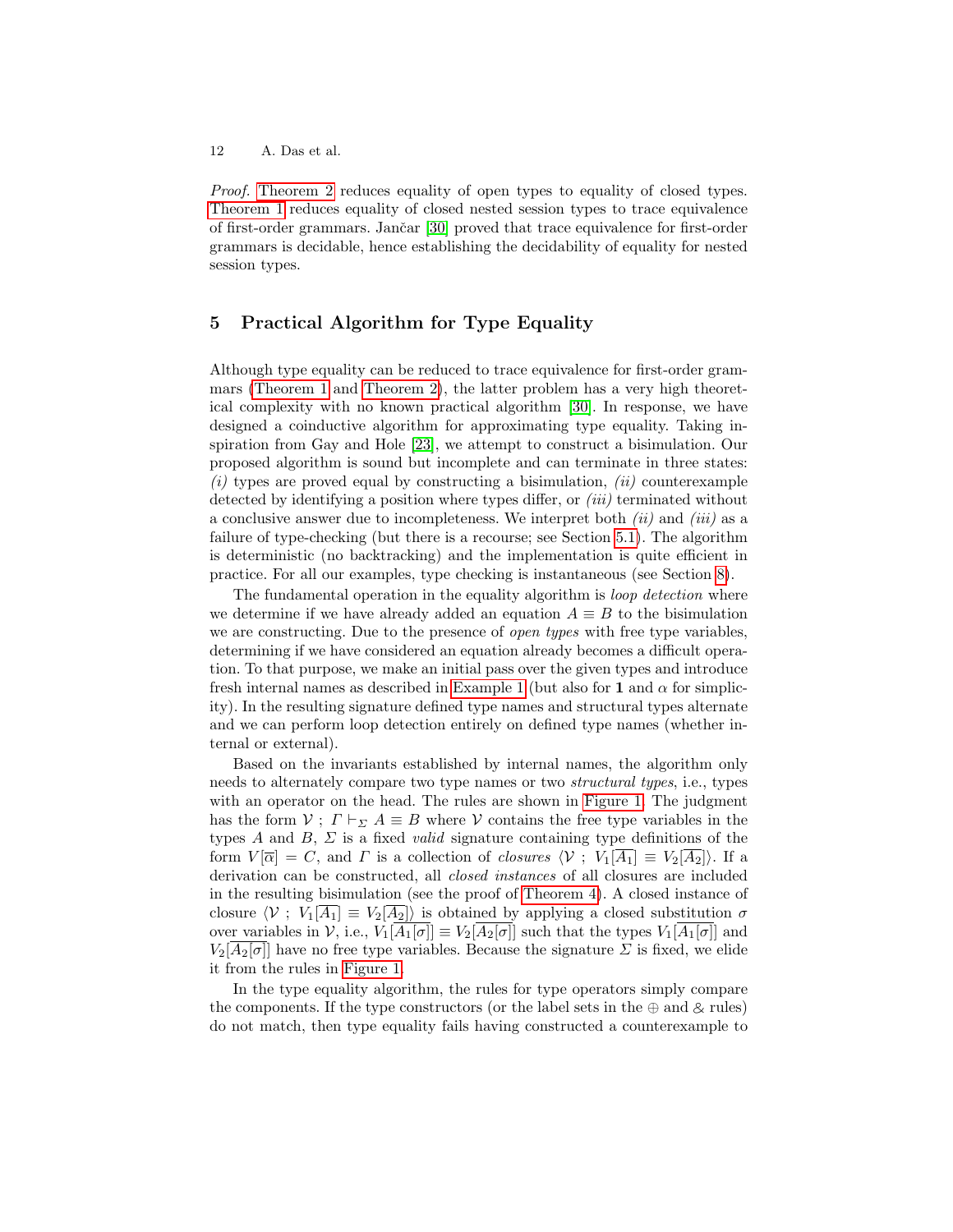*Proof.* Theorem 2 reduces equality of open types to equality of closed types. Theorem 1 reduces equality of closed nested session types to trace equivalence of first-order grammars. Jančar [30] proved that trace equivalence for first-order grammars is decidable, hence establishing the decidability of equality for nested session types.

## 5 Practical Algorithm for Type Equality

Although type equality can be reduced to trace equivalence for first-order grammars (Theorem 1 and Theorem 2), the latter problem has a very high theoretical complexity with no known practical algorithm [30]. In response, we have designed a coinductive algorithm for approximating type equality. Taking inspiration from Gay and Hole [23], we attempt to construct a bisimulation. Our proposed algorithm is sound but incomplete and can terminate in three states: *(i)* types are proved equal by constructing a bisimulation, *(ii)* counterexample detected by identifying a position where types differ, or *(iii)* terminated without a conclusive answer due to incompleteness. We interpret both *(ii)* and *(iii)* as a failure of type-checking (but there is a recourse; see Section 5.1). The algorithm is deterministic (no backtracking) and the implementation is quite efficient in practice. For all our examples, type checking is instantaneous (see Section 8).

The fundamental operation in the equality algorithm is *loop detection* where we determine if we have already added an equation $A \equiv B$ to the bisimulation we are constructing. Due to the presence of *open types* with free type variables, determining if we have considered an equation already becomes a difficult operation. To that purpose, we make an initial pass over the given types and introduce fresh internal names as described in Example 1 (but also for $\mathbf{1}$ and $\alpha$ for simplicity). In the resulting signature defined type names and structural types alternate and we can perform loop detection entirely on defined type names (whether internal or external).

Based on the invariants established by internal names, the algorithm only needs to alternately compare two type names or two *structural types*, i.e., types with an operator on the head. The rules are shown in Figure 1. The judgment has the form $\mathcal{V} \; ; \; \Gamma \vdash_\Sigma A \equiv B$ where $\mathcal{V}$ contains the free type variables in the types $A$ and $B$, $\Sigma$ is a fixed *valid* signature containing type definitions of the form $V[\overline{\alpha}] = C$, and $\Gamma$ is a collection of *closures* $\langle \mathcal{V} \; ; \; V_1[\overline{A_1}] \equiv V_2[\overline{A_2}] \rangle$. If a derivation can be constructed, all *closed instances* of all closures are included in the resulting bisimulation (see the proof of Theorem 4). A closed instance of closure $\langle \mathcal{V} \; ; \; V_1[\overline{A_1}] \equiv V_2[\overline{A_2}] \rangle$ is obtained by applying a closed substitution $\sigma$ over variables in $\mathcal{V}$, i.e., $V_1[\overline{A_1[\sigma]}] \equiv V_2[\overline{A_2[\sigma]}]$ such that the types $V_1[\overline{A_1[\sigma]}]$ and $V_2[\overline{A_2[\sigma]}]$ have no free type variables. Because the signature $\Sigma$ is fixed, we elide it from the rules in Figure 1.

In the type equality algorithm, the rules for type operators simply compare the components. If the type constructors (or the label sets in the $\oplus$ and $\&$ rules) do not match, then type equality fails having constructed a counterexample to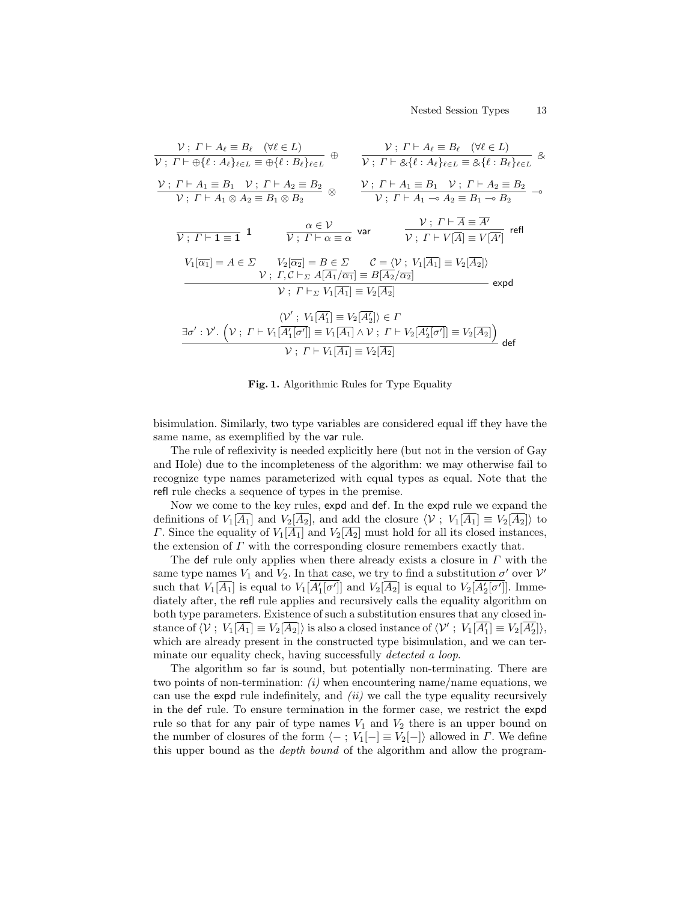$$\frac{\mathcal{V} \; ; \; \Gamma \vdash A_\ell \equiv B_\ell \quad (\forall \ell \in L)}{\mathcal{V} \; ; \; \Gamma \vdash \oplus\{\ell : A_\ell\}_{\ell \in L} \equiv \oplus\{\ell : B_\ell\}_{\ell \in L}} \; \oplus \qquad \frac{\mathcal{V} \; ; \; \Gamma \vdash A_\ell \equiv B_\ell \quad (\forall \ell \in L)}{\mathcal{V} \; ; \; \Gamma \vdash \&\{\ell : A_\ell\}_{\ell \in L} \equiv \&\{\ell : B_\ell\}_{\ell \in L}} \; \&$$

$$\frac{\mathcal{V} \; ; \; \Gamma \vdash A_1 \equiv B_1 \quad \mathcal{V} \; ; \; \Gamma \vdash A_2 \equiv B_2}{\mathcal{V} \; ; \; \Gamma \vdash A_1 \otimes A_2 \equiv B_1 \otimes B_2} \; \otimes \qquad \frac{\mathcal{V} \; ; \; \Gamma \vdash A_1 \equiv B_1 \quad \mathcal{V} \; ; \; \Gamma \vdash A_2 \equiv B_2}{\mathcal{V} \; ; \; \Gamma \vdash A_1 \multimap A_2 \equiv B_1 \multimap B_2} \; \multimap$$

$$\frac{}{\mathcal{V} \; ; \; \Gamma \vdash \mathbf{1} \equiv \mathbf{1}} \; \mathbf{1} \qquad \frac{\alpha \in \mathcal{V}}{\mathcal{V} \; ; \; \Gamma \vdash \alpha \equiv \alpha} \; \mathsf{var} \qquad \frac{\mathcal{V} \; ; \; \Gamma \vdash \overline{A} \equiv \overline{A'}}{\mathcal{V} \; ; \; \Gamma \vdash V[\overline{A}] \equiv V[\overline{A'}]} \; \mathsf{refl}$$

$$\frac{V_1[\overline{\alpha_1}] = A \in \Sigma \qquad V_2[\overline{\alpha_2}] = B \in \Sigma \qquad \mathcal{C} = \langle \mathcal{V} \; ; \; V_1[\overline{A_1}] \equiv V_2[\overline{A_2}] \rangle \qquad \mathcal{V} \; ; \; \Gamma, \mathcal{C} \vdash_\Sigma A[\overline{A_1}/\overline{\alpha_1}] \equiv B[\overline{A_2}/\overline{\alpha_2}]}{\mathcal{V} \; ; \; \Gamma \vdash_\Sigma V_1[\overline{A_1}] \equiv V_2[\overline{A_2}]} \; \mathsf{expd}$$

$$\frac{\langle \mathcal{V}' \; ; \; V_1[\overline{A_1'}] \equiv V_2[\overline{A_2'}] \rangle \in \Gamma \qquad \exists \sigma' : \mathcal{V}'. \left( \mathcal{V} \; ; \; \Gamma \vdash V_1[\overline{A_1'[\sigma']}] \equiv V_1[\overline{A_1}] \wedge \mathcal{V} \; ; \; \Gamma \vdash V_2[\overline{A_2'[\sigma']}] \equiv V_2[\overline{A_2}] \right)}{\mathcal{V} \; ; \; \Gamma \vdash V_1[\overline{A_1}] \equiv V_2[\overline{A_2}]} \; \mathsf{def}$$

**Fig. 1.** Algorithmic Rules for Type Equality

bisimulation. Similarly, two type variables are considered equal iff they have the same name, as exemplified by the var rule.

The rule of reflexivity is needed explicitly here (but not in the version of Gay and Hole) due to the incompleteness of the algorithm: we may otherwise fail to recognize type names parameterized with equal types as equal. Note that the refl rule checks a sequence of types in the premise.

Now we come to the key rules, expd and def. In the expd rule we expand the definitions of $V_1[\overline{A_1}]$ and $V_2[\overline{A_2}]$, and add the closure $\langle \mathcal{V} \; ; \; V_1[\overline{A_1}] \equiv V_2[\overline{A_2}] \rangle$ to $\Gamma$. Since the equality of $V_1[\overline{A_1}]$ and $V_2[\overline{A_2}]$ must hold for all its closed instances, the extension of $\Gamma$ with the corresponding closure remembers exactly that.

The def rule only applies when there already exists a closure in $\Gamma$ with the same type names $V_1$ and $V_2$. In that case, we try to find a substitution $\sigma'$ over $\mathcal{V}'$ such that $V_1[\overline{A_1}]$ is equal to $V_1[\overline{A_1'[\sigma']}]$ and $V_2[\overline{A_2}]$ is equal to $V_2[\overline{A_2'[\sigma']}]$. Immediately after, the refl rule applies and recursively calls the equality algorithm on both type parameters. Existence of such a substitution ensures that any closed instance of $\langle \mathcal{V} \; ; \; V_1[\overline{A_1}] \equiv V_2[\overline{A_2}] \rangle$ is also a closed instance of $\langle \mathcal{V}' \; ; \; V_1[\overline{A_1'}] \equiv V_2[\overline{A_2'}] \rangle$, which are already present in the constructed type bisimulation, and we can terminate our equality check, having successfully *detected a loop*.

The algorithm so far is sound, but potentially non-terminating. There are two points of non-termination: *(i)* when encountering name/name equations, we can use the expd rule indefinitely, and *(ii)* we call the type equality recursively in the def rule. To ensure termination in the former case, we restrict the expd rule so that for any pair of type names $V_1$ and $V_2$ there is an upper bound on the number of closures of the form $\langle - \; ; \; V_1[-] \equiv V_2[-] \rangle$ allowed in $\Gamma$. We define this upper bound as the *depth bound* of the algorithm and allow the program-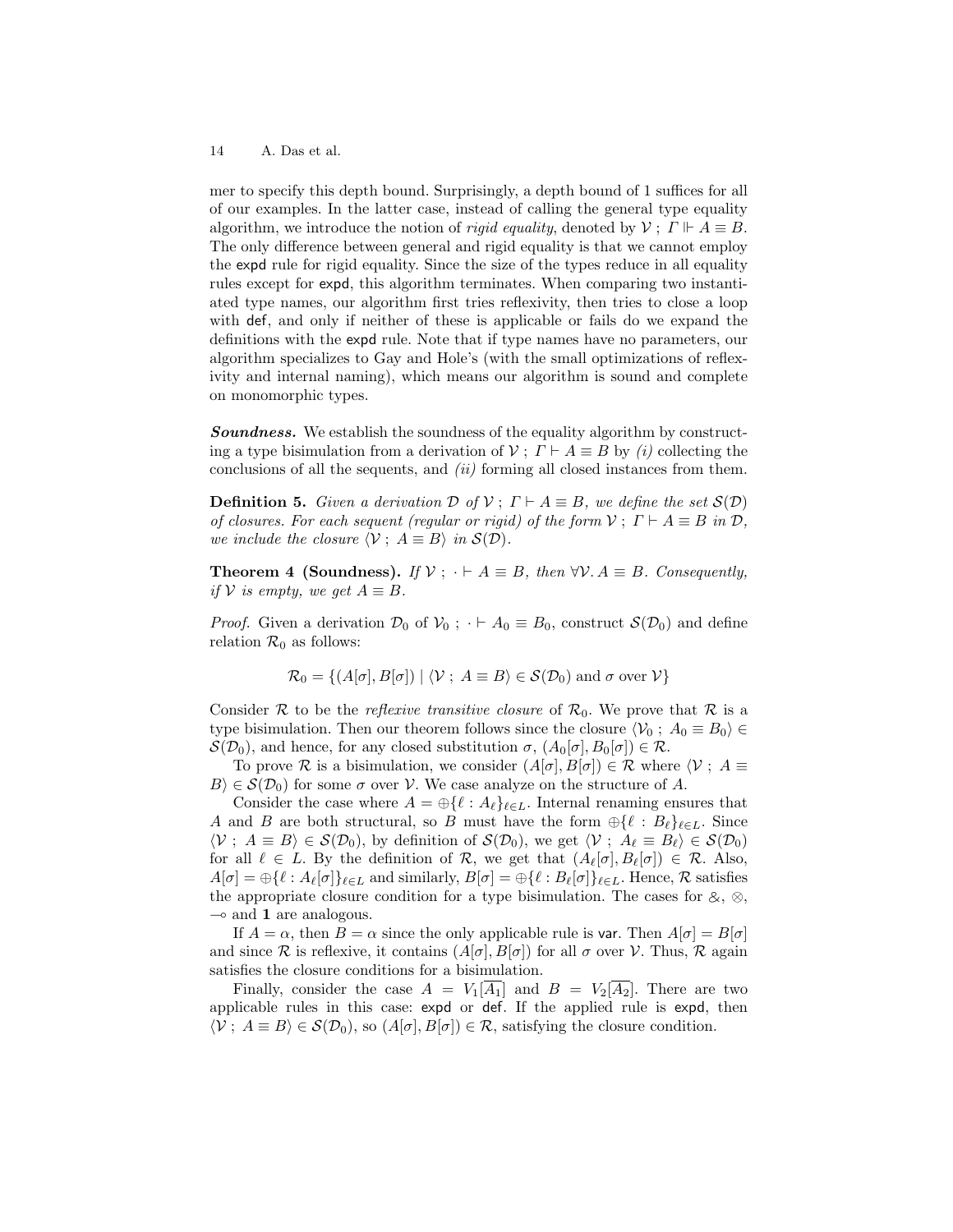mer to specify this depth bound. Surprisingly, a depth bound of 1 suffices for all of our examples. In the latter case, instead of calling the general type equality algorithm, we introduce the notion of *rigid equality*, denoted by $\mathcal{V} \; ; \; \Gamma \Vdash A \equiv B$. The only difference between general and rigid equality is that we cannot employ the $\mathsf{expd}$ rule for rigid equality. Since the size of the types reduce in all equality rules except for $\mathsf{expd}$, this algorithm terminates. When comparing two instantiated type names, our algorithm first tries reflexivity, then tries to close a loop with $\mathsf{def}$, and only if neither of these is applicable or fails do we expand the definitions with the $\mathsf{expd}$ rule. Note that if type names have no parameters, our algorithm specializes to Gay and Hole's (with the small optimizations of reflexivity and internal naming), which means our algorithm is sound and complete on monomorphic types.

***Soundness.*** We establish the soundness of the equality algorithm by constructing a type bisimulation from a derivation of $\mathcal{V} \; ; \; \Gamma \vdash A \equiv B$ by *(i)* collecting the conclusions of all the sequents, and *(ii)* forming all closed instances from them.

**Definition 5.** *Given a derivation $\mathcal{D}$ of $\mathcal{V} \; ; \; \Gamma \vdash A \equiv B$, we define the set $\mathcal{S}(\mathcal{D})$ of closures. For each sequent (regular or rigid) of the form $\mathcal{V} \; ; \; \Gamma \vdash A \equiv B$ in $\mathcal{D}$, we include the closure $\langle \mathcal{V} \; ; \; A \equiv B \rangle$ in $\mathcal{S}(\mathcal{D})$.*

**Theorem 4 (Soundness).** *If $\mathcal{V} \; ; \; \cdot \vdash A \equiv B$, then $\forall \mathcal{V}. \, A \equiv B$. Consequently, if $\mathcal{V}$ is empty, we get $A \equiv B$.*

*Proof.* Given a derivation $\mathcal{D}_0$ of $\mathcal{V}_0 \; ; \; \cdot \vdash A_0 \equiv B_0$, construct $\mathcal{S}(\mathcal{D}_0)$ and define relation $\mathcal{R}_0$ as follows:

$$\mathcal{R}_0 = \{(A[\sigma], B[\sigma]) \mid \langle \mathcal{V} \; ; \; A \equiv B \rangle \in \mathcal{S}(\mathcal{D}_0) \text{ and } \sigma \text{ over } \mathcal{V}\}$$

Consider $\mathcal{R}$ to be the *reflexive transitive closure* of $\mathcal{R}_0$. We prove that $\mathcal{R}$ is a type bisimulation. Then our theorem follows since the closure $\langle \mathcal{V}_0 \; ; \; A_0 \equiv B_0 \rangle \in \mathcal{S}(\mathcal{D}_0)$, and hence, for any closed substitution $\sigma$, $(A_0[\sigma], B_0[\sigma]) \in \mathcal{R}$.

To prove $\mathcal{R}$ is a bisimulation, we consider $(A[\sigma], B[\sigma]) \in \mathcal{R}$ where $\langle \mathcal{V} \; ; \; A \equiv B \rangle \in \mathcal{S}(\mathcal{D}_0)$ for some $\sigma$ over $\mathcal{V}$. We case analyze on the structure of $A$.

Consider the case where $A = \oplus\{\ell : A_\ell\}_{\ell \in L}$. Internal renaming ensures that $A$ and $B$ are both structural, so $B$ must have the form $\oplus\{\ell : B_\ell\}_{\ell \in L}$. Since $\langle \mathcal{V} \; ; \; A \equiv B \rangle \in \mathcal{S}(\mathcal{D}_0)$, by definition of $\mathcal{S}(\mathcal{D}_0)$, we get $\langle \mathcal{V} \; ; \; A_\ell \equiv B_\ell \rangle \in \mathcal{S}(\mathcal{D}_0)$ for all $\ell \in L$. By the definition of $\mathcal{R}$, we get that $(A_\ell[\sigma], B_\ell[\sigma]) \in \mathcal{R}$. Also, $A[\sigma] = \oplus\{\ell : A_\ell[\sigma]\}_{\ell \in L}$ and similarly, $B[\sigma] = \oplus\{\ell : B_\ell[\sigma]\}_{\ell \in L}$. Hence, $\mathcal{R}$ satisfies the appropriate closure condition for a type bisimulation. The cases for $\&$, $\otimes$, $\multimap$ and $\mathbf{1}$ are analogous.

If $A = \alpha$, then $B = \alpha$ since the only applicable rule is $\mathsf{var}$. Then $A[\sigma] = B[\sigma]$ and since $\mathcal{R}$ is reflexive, it contains $(A[\sigma], B[\sigma])$ for all $\sigma$ over $\mathcal{V}$. Thus, $\mathcal{R}$ again satisfies the closure conditions for a bisimulation.

Finally, consider the case $A = V_1[\overline{A_1}]$ and $B = V_2[\overline{A_2}]$. There are two applicable rules in this case: $\mathsf{expd}$ or $\mathsf{def}$. If the applied rule is $\mathsf{expd}$, then $\langle \mathcal{V} \; ; \; A \equiv B \rangle \in \mathcal{S}(\mathcal{D}_0)$, so $(A[\sigma], B[\sigma]) \in \mathcal{R}$, satisfying the closure condition.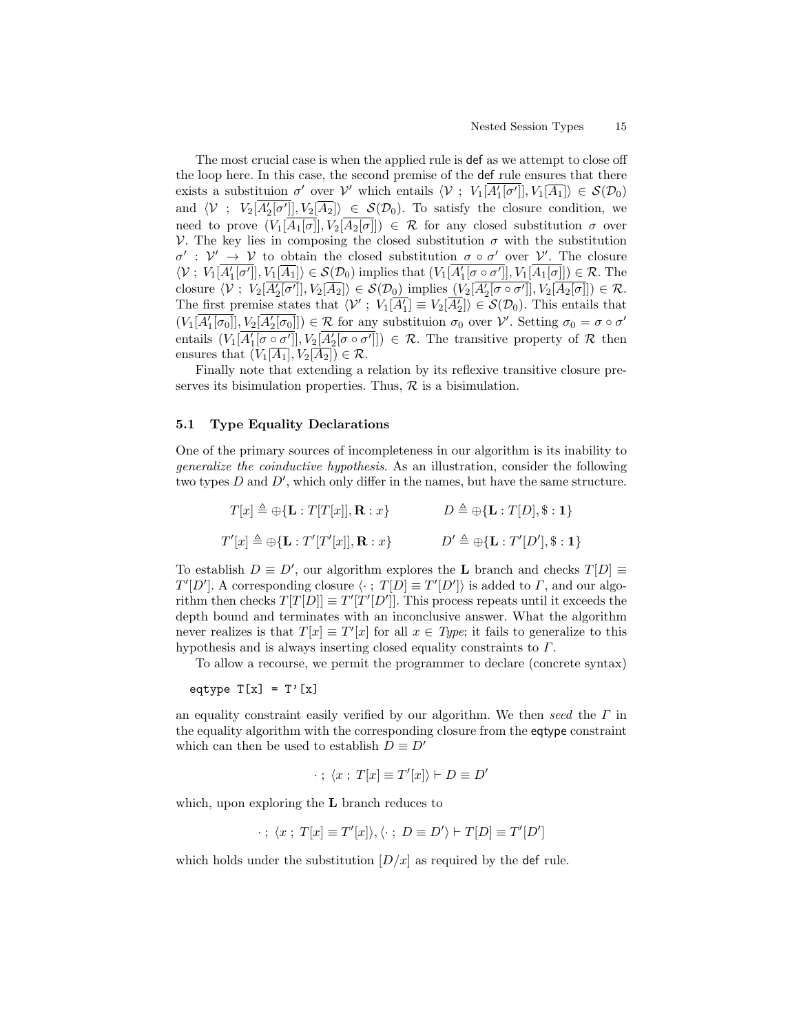The most crucial case is when the applied rule is $\mathsf{def}$ as we attempt to close off the loop here. In this case, the second premise of the $\mathsf{def}$ rule ensures that there exists a substituion $\sigma'$ over $\mathcal{V}'$ which entails $\langle \mathcal{V} \; ; \; V_1[\overline{A_1'[\sigma']}], V_1[\overline{A_1}] \rangle \in \mathcal{S}(\mathcal{D}_0)$ and $\langle \mathcal{V} \; ; \; V_2[\overline{A_2'[\sigma']}], V_2[\overline{A_2}] \rangle \in \mathcal{S}(\mathcal{D}_0)$. To satisfy the closure condition, we need to prove $(V_1[\overline{A_1[\sigma]}], V_2[\overline{A_2[\sigma]}]) \in \mathcal{R}$ for any closed substitution $\sigma$ over $\mathcal{V}$. The key lies in composing the closed substitution $\sigma$ with the substitution $\sigma' : \mathcal{V}' \to \mathcal{V}$ to obtain the closed substitution $\sigma \circ \sigma'$ over $\mathcal{V}'$. The closure $\langle \mathcal{V} \; ; \; V_1[\overline{A_1'[\sigma']}], V_1[\overline{A_1}] \rangle \in \mathcal{S}(\mathcal{D}_0)$ implies that $(V_1[\overline{A_1'[\sigma \circ \sigma']}], V_1[\overline{A_1[\sigma]}]) \in \mathcal{R}$. The closure $\langle \mathcal{V} \; ; \; V_2[\overline{A_2'[\sigma']}], V_2[\overline{A_2}] \rangle \in \mathcal{S}(\mathcal{D}_0)$ implies $(V_2[\overline{A_2'[\sigma \circ \sigma']}], V_2[\overline{A_2[\sigma]}]) \in \mathcal{R}$. The first premise states that $\langle \mathcal{V}' \; ; \; V_1[\overline{A_1'}] \equiv V_2[\overline{A_2'}] \rangle \in \mathcal{S}(\mathcal{D}_0)$. This entails that $(V_1[\overline{A_1'[\sigma_0]}], V_2[\overline{A_2'[\sigma_0]}]) \in \mathcal{R}$ for any substituion $\sigma_0$ over $\mathcal{V}'$. Setting $\sigma_0 = \sigma \circ \sigma'$ entails $(V_1[\overline{A_1'[\sigma \circ \sigma']}], V_2[\overline{A_2'[\sigma \circ \sigma']}]) \in \mathcal{R}$. The transitive property of $\mathcal{R}$ then ensures that $(V_1[\overline{A_1}], V_2[\overline{A_2}]) \in \mathcal{R}$.

Finally note that extending a relation by its reflexive transitive closure preserves its bisimulation properties. Thus, $\mathcal{R}$ is a bisimulation.

### 5.1 Type Equality Declarations

One of the primary sources of incompleteness in our algorithm is its inability to *generalize the coinductive hypothesis*. As an illustration, consider the following two types $D$ and $D'$, which only differ in the names, but have the same structure.

$$T[x] \triangleq \oplus\{\mathbf{L} : T[T[x]], \mathbf{R} : x\} \qquad\qquad D \triangleq \oplus\{\mathbf{L} : T[D], \$ : \mathbf{1}\}$$

$$T'[x] \triangleq \oplus\{\mathbf{L} : T'[T'[x]], \mathbf{R} : x\} \qquad\qquad D' \triangleq \oplus\{\mathbf{L} : T'[D'], \$ : \mathbf{1}\}$$

To establish $D \equiv D'$, our algorithm explores the $\mathbf{L}$ branch and checks $T[D] \equiv T'[D']$. A corresponding closure $\langle \cdot \; ; \; T[D] \equiv T'[D'] \rangle$ is added to $\Gamma$, and our algorithm then checks $T[T[D]] \equiv T'[T'[D']]$. This process repeats until it exceeds the depth bound and terminates with an inconclusive answer. What the algorithm never realizes is that $T[x] \equiv T'[x]$ for all $x \in \mathit{Type}$; it fails to generalize to this hypothesis and is always inserting closed equality constraints to $\Gamma$.

To allow a recourse, we permit the programmer to declare (concrete syntax)

```
eqtype T[x] = T'[x]
```

an equality constraint easily verified by our algorithm. We then *seed* the $\Gamma$ in the equality algorithm with the corresponding closure from the $\mathsf{eqtype}$ constraint which can then be used to establish $D \equiv D'$

$$\cdot \; ; \; \langle x \; ; \; T[x] \equiv T'[x] \rangle \vdash D \equiv D'$$

which, upon exploring the $\mathbf{L}$ branch reduces to

$$\cdot \; ; \; \langle x \; ; \; T[x] \equiv T'[x] \rangle, \langle \cdot \; ; \; D \equiv D' \rangle \vdash T[D] \equiv T'[D']$$

which holds under the substitution $[D/x]$ as required by the $\mathsf{def}$ rule.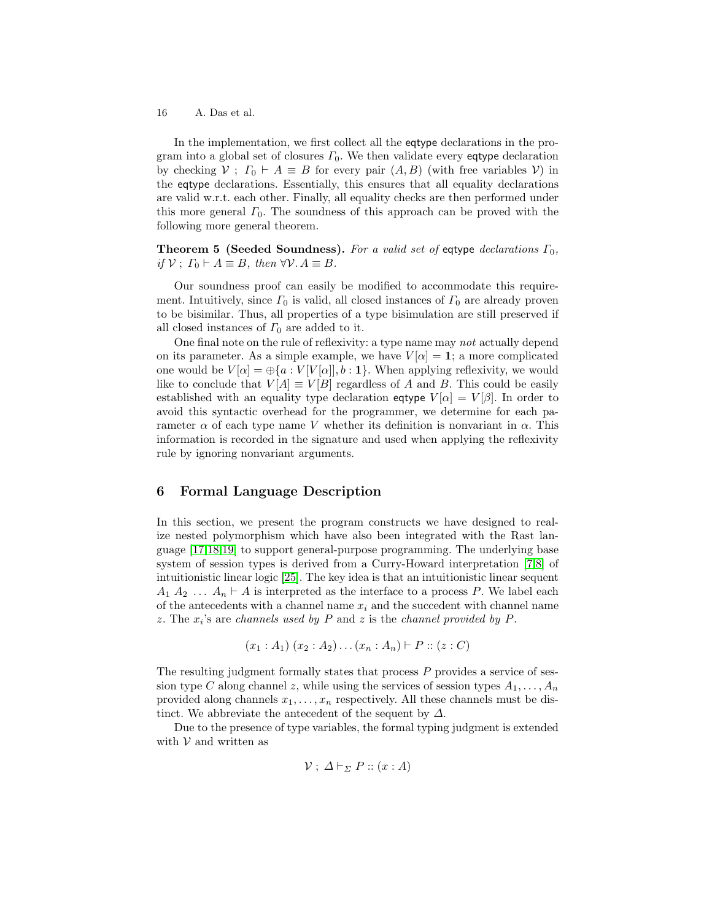In the implementation, we first collect all the eqtype declarations in the program into a global set of closures $\Gamma_0$. We then validate every eqtype declaration by checking $\mathcal{V} \; ; \; \Gamma_0 \vdash A \equiv B$ for every pair $(A, B)$ (with free variables $\mathcal{V}$) in the eqtype declarations. Essentially, this ensures that all equality declarations are valid w.r.t. each other. Finally, all equality checks are then performed under this more general $\Gamma_0$. The soundness of this approach can be proved with the following more general theorem.

**Theorem 5 (Seeded Soundness).** *For a valid set of* eqtype *declarations* $\Gamma_0$*, if* $\mathcal{V} \; ; \; \Gamma_0 \vdash A \equiv B$*, then* $\forall \mathcal{V}.\, A \equiv B$*.*

Our soundness proof can easily be modified to accommodate this requirement. Intuitively, since $\Gamma_0$ is valid, all closed instances of $\Gamma_0$ are already proven to be bisimilar. Thus, all properties of a type bisimulation are still preserved if all closed instances of $\Gamma_0$ are added to it.

One final note on the rule of reflexivity: a type name may *not* actually depend on its parameter. As a simple example, we have $V[\alpha] = \mathbf{1}$; a more complicated one would be $V[\alpha] = \oplus\{a : V[V[\alpha]], b : \mathbf{1}\}$. When applying reflexivity, we would like to conclude that $V[A] \equiv V[B]$ regardless of $A$ and $B$. This could be easily established with an equality type declaration eqtype $V[\alpha] = V[\beta]$. In order to avoid this syntactic overhead for the programmer, we determine for each parameter $\alpha$ of each type name $V$ whether its definition is nonvariant in $\alpha$. This information is recorded in the signature and used when applying the reflexivity rule by ignoring nonvariant arguments.

## 6 Formal Language Description

In this section, we present the program constructs we have designed to realize nested polymorphism which have also been integrated with the Rast language [17,18,19] to support general-purpose programming. The underlying base system of session types is derived from a Curry-Howard interpretation [7,8] of intuitionistic linear logic [25]. The key idea is that an intuitionistic linear sequent $A_1 \; A_2 \; \ldots \; A_n \vdash A$ is interpreted as the interface to a process $P$. We label each of the antecedents with a channel name $x_i$ and the succedent with channel name $z$. The $x_i$'s are *channels used by* $P$ and $z$ is the *channel provided by* $P$.

$$(x_1 : A_1) \; (x_2 : A_2) \ldots (x_n : A_n) \vdash P :: (z : C)$$

The resulting judgment formally states that process $P$ provides a service of session type $C$ along channel $z$, while using the services of session types $A_1, \ldots, A_n$ provided along channels $x_1, \ldots, x_n$ respectively. All these channels must be distinct. We abbreviate the antecedent of the sequent by $\Delta$.

Due to the presence of type variables, the formal typing judgment is extended with $\mathcal{V}$ and written as

$$\mathcal{V} \; ; \; \Delta \vdash_{\Sigma} P :: (x : A)$$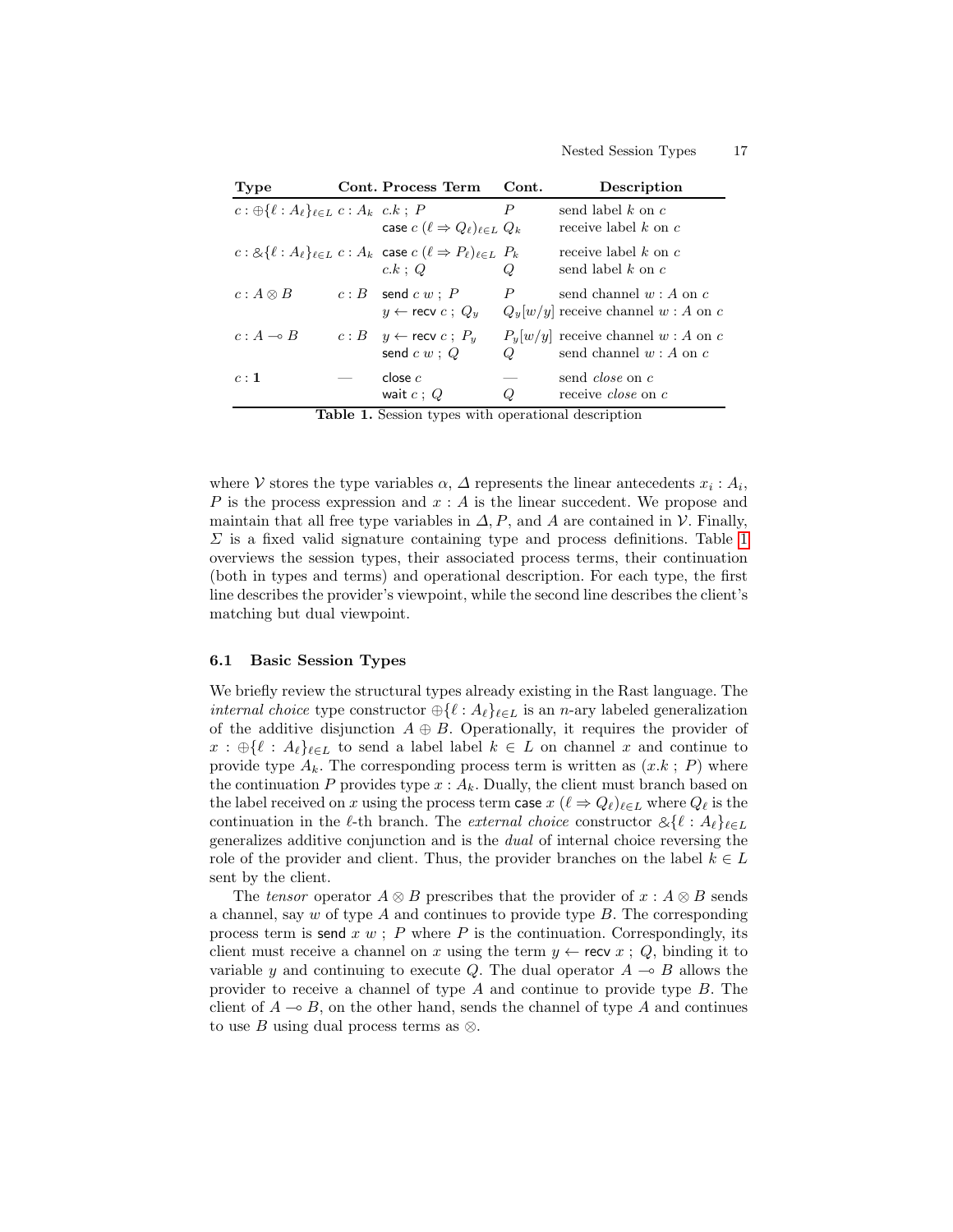| Type | Cont. | Process Term | Cont. | Description |
|---|---|---|---|---|
| $c : \oplus\{\ell : A_\ell\}_{\ell \in L}$ | $c : A_k$ | $c.k \; ; \; P$ | $P$ | send label $k$ on $c$ |
| | | $\mathsf{case}\ c\ (\ell \Rightarrow Q_\ell)_{\ell \in L}$ | $Q_k$ | receive label $k$ on $c$ |
| $c : \&\{\ell : A_\ell\}_{\ell \in L}$ | $c : A_k$ | $\mathsf{case}\ c\ (\ell \Rightarrow P_\ell)_{\ell \in L}$ | $P_k$ | receive label $k$ on $c$ |
| | | $c.k \; ; \; Q$ | $Q$ | send label $k$ on $c$ |
| $c : A \otimes B$ | $c : B$ | $\mathsf{send}\ c\ w \; ; \; P$ | $P$ | send channel $w : A$ on $c$ |
| | | $y \leftarrow \mathsf{recv}\ c \; ; \; Q_y$ | $Q_y[w/y]$ | receive channel $w : A$ on $c$ |
| $c : A \multimap B$ | $c : B$ | $y \leftarrow \mathsf{recv}\ c \; ; \; P_y$ | $P_y[w/y]$ | receive channel $w : A$ on $c$ |
| | | $\mathsf{send}\ c\ w \; ; \; Q$ | $Q$ | send channel $w : A$ on $c$ |
| $c : \mathbf{1}$ | — | $\mathsf{close}\ c$ | — | send *close* on $c$ |
| | | $\mathsf{wait}\ c \; ; \; Q$ | $Q$ | receive *close* on $c$ |

**Table 1.** Session types with operational description

where $\mathcal{V}$ stores the type variables $\alpha$, $\Delta$ represents the linear antecedents $x_i : A_i$, $P$ is the process expression and $x : A$ is the linear succedent. We propose and maintain that all free type variables in $\Delta, P$, and $A$ are contained in $\mathcal{V}$. Finally, $\Sigma$ is a fixed valid signature containing type and process definitions. Table 1 overviews the session types, their associated process terms, their continuation (both in types and terms) and operational description. For each type, the first line describes the provider's viewpoint, while the second line describes the client's matching but dual viewpoint.

### 6.1 Basic Session Types

We briefly review the structural types already existing in the Rast language. The *internal choice* type constructor $\oplus\{\ell : A_\ell\}_{\ell \in L}$ is an $n$-ary labeled generalization of the additive disjunction $A \oplus B$. Operationally, it requires the provider of $x : \oplus\{\ell : A_\ell\}_{\ell \in L}$ to send a label label $k \in L$ on channel $x$ and continue to provide type $A_k$. The corresponding process term is written as $(x.k \; ; \; P)$ where the continuation $P$ provides type $x : A_k$. Dually, the client must branch based on the label received on $x$ using the process term $\mathsf{case}\ x\ (\ell \Rightarrow Q_\ell)_{\ell \in L}$ where $Q_\ell$ is the continuation in the $\ell$-th branch. The *external choice* constructor $\&\{\ell : A_\ell\}_{\ell \in L}$ generalizes additive conjunction and is the *dual* of internal choice reversing the role of the provider and client. Thus, the provider branches on the label $k \in L$ sent by the client.

The *tensor* operator $A \otimes B$ prescribes that the provider of $x : A \otimes B$ sends a channel, say $w$ of type $A$ and continues to provide type $B$. The corresponding process term is $\mathsf{send}\ x\ w \; ; \; P$ where $P$ is the continuation. Correspondingly, its client must receive a channel on $x$ using the term $y \leftarrow \mathsf{recv}\ x \; ; \; Q$, binding it to variable $y$ and continuing to execute $Q$. The dual operator $A \multimap B$ allows the provider to receive a channel of type $A$ and continue to provide type $B$. The client of $A \multimap B$, on the other hand, sends the channel of type $A$ and continues to use $B$ using dual process terms as $\otimes$.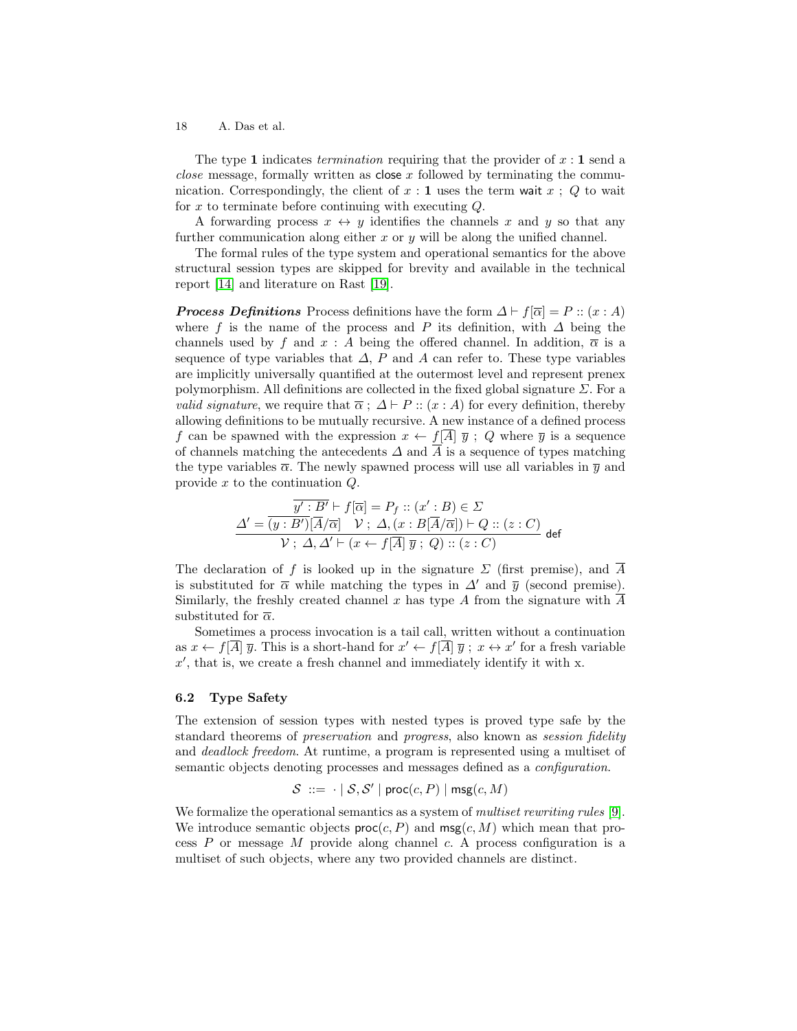The type $\mathbf{1}$ indicates *termination* requiring that the provider of $x : \mathbf{1}$ send a *close* message, formally written as $\mathsf{close}\ x$ followed by terminating the communication. Correspondingly, the client of $x : \mathbf{1}$ uses the term $\mathsf{wait}\ x\ ;\ Q$ to wait for $x$ to terminate before continuing with executing $Q$.

A forwarding process $x \leftrightarrow y$ identifies the channels $x$ and $y$ so that any further communication along either $x$ or $y$ will be along the unified channel.

The formal rules of the type system and operational semantics for the above structural session types are skipped for brevity and available in the technical report [14] and literature on Rast [19].

***Process Definitions*** Process definitions have the form $\Delta \vdash f[\overline{\alpha}] = P :: (x : A)$ where $f$ is the name of the process and $P$ its definition, with $\Delta$ being the channels used by $f$ and $x : A$ being the offered channel. In addition, $\overline{\alpha}$ is a sequence of type variables that $\Delta$, $P$ and $A$ can refer to. These type variables are implicitly universally quantified at the outermost level and represent prenex polymorphism. All definitions are collected in the fixed global signature $\Sigma$. For a *valid signature*, we require that $\overline{\alpha}\ ;\ \Delta \vdash P :: (x : A)$ for every definition, thereby allowing definitions to be mutually recursive. A new instance of a defined process $f$ can be spawned with the expression $x \leftarrow f[\overline{A}]\ \overline{y}\ ;\ Q$ where $\overline{y}$ is a sequence of channels matching the antecedents $\Delta$ and $\overline{A}$ is a sequence of types matching the type variables $\overline{\alpha}$. The newly spawned process will use all variables in $\overline{y}$ and provide $x$ to the continuation $Q$.

$$\frac{\overline{y' : B'} \vdash f[\overline{\alpha}] = P_f :: (x' : B) \in \Sigma \qquad \Delta' = \overline{(y : B')}[\overline{A}/\overline{\alpha}] \quad \mathcal{V}\ ;\ \Delta, (x : B[\overline{A}/\overline{\alpha}]) \vdash Q :: (z : C)}{\mathcal{V}\ ;\ \Delta, \Delta' \vdash (x \leftarrow f[\overline{A}]\ \overline{y}\ ;\ Q) :: (z : C)}\ \mathsf{def}$$

The declaration of $f$ is looked up in the signature $\Sigma$ (first premise), and $\overline{A}$ is substituted for $\overline{\alpha}$ while matching the types in $\Delta'$ and $\overline{y}$ (second premise). Similarly, the freshly created channel $x$ has type $A$ from the signature with $\overline{A}$ substituted for $\overline{\alpha}$.

Sometimes a process invocation is a tail call, written without a continuation as $x \leftarrow f[\overline{A}]\ \overline{y}$. This is a short-hand for $x' \leftarrow f[\overline{A}]\ \overline{y}\ ;\ x \leftrightarrow x'$ for a fresh variable $x'$, that is, we create a fresh channel and immediately identify it with x.

### 6.2 Type Safety

The extension of session types with nested types is proved type safe by the standard theorems of *preservation* and *progress*, also known as *session fidelity* and *deadlock freedom*. At runtime, a program is represented using a multiset of semantic objects denoting processes and messages defined as a *configuration*.

$$\mathcal{S}\ ::=\ \cdot \mid \mathcal{S}, \mathcal{S}' \mid \mathsf{proc}(c, P) \mid \mathsf{msg}(c, M)$$

We formalize the operational semantics as a system of *multiset rewriting rules* [9]. We introduce semantic objects $\mathsf{proc}(c, P)$ and $\mathsf{msg}(c, M)$ which mean that process $P$ or message $M$ provide along channel $c$. A process configuration is a multiset of such objects, where any two provided channels are distinct.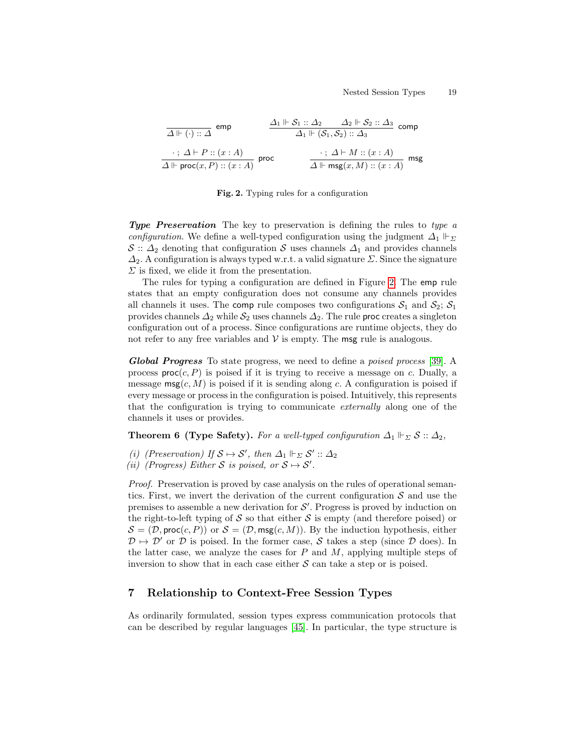$$\frac{}{\Delta \Vdash (\cdot) :: \Delta}\ \mathsf{emp} \qquad \frac{\Delta_1 \Vdash \mathcal{S}_1 :: \Delta_2 \qquad \Delta_2 \Vdash \mathcal{S}_2 :: \Delta_3}{\Delta_1 \Vdash (\mathcal{S}_1, \mathcal{S}_2) :: \Delta_3}\ \mathsf{comp}$$

$$\frac{\cdot\ ;\ \Delta \vdash P :: (x : A)}{\Delta \Vdash \mathsf{proc}(x, P) :: (x : A)}\ \mathsf{proc} \qquad \frac{\cdot\ ;\ \Delta \vdash M :: (x : A)}{\Delta \Vdash \mathsf{msg}(x, M) :: (x : A)}\ \mathsf{msg}$$

**Fig. 2.** Typing rules for a configuration

***Type Preservation*** The key to preservation is defining the rules to *type a configuration*. We define a well-typed configuration using the judgment $\Delta_1 \Vdash_\Sigma \mathcal{S} :: \Delta_2$ denoting that configuration $\mathcal{S}$ uses channels $\Delta_1$ and provides channels $\Delta_2$. A configuration is always typed w.r.t. a valid signature $\Sigma$. Since the signature $\Sigma$ is fixed, we elide it from the presentation.

The rules for typing a configuration are defined in Figure 2. The emp rule states that an empty configuration does not consume any channels provides all channels it uses. The comp rule composes two configurations $\mathcal{S}_1$ and $\mathcal{S}_2$; $\mathcal{S}_1$ provides channels $\Delta_2$ while $\mathcal{S}_2$ uses channels $\Delta_2$. The rule proc creates a singleton configuration out of a process. Since configurations are runtime objects, they do not refer to any free variables and $\mathcal{V}$ is empty. The msg rule is analogous.

***Global Progress*** To state progress, we need to define a *poised process* [39]. A process $\mathsf{proc}(c, P)$ is poised if it is trying to receive a message on $c$. Dually, a message $\mathsf{msg}(c, M)$ is poised if it is sending along $c$. A configuration is poised if every message or process in the configuration is poised. Intuitively, this represents that the configuration is trying to communicate *externally* along one of the channels it uses or provides.

**Theorem 6 (Type Safety).** *For a well-typed configuration $\Delta_1 \Vdash_\Sigma \mathcal{S} :: \Delta_2$,*

*(i) (Preservation) If $\mathcal{S} \mapsto \mathcal{S}'$, then $\Delta_1 \Vdash_\Sigma \mathcal{S}' :: \Delta_2$*
*(ii) (Progress) Either $\mathcal{S}$ is poised, or $\mathcal{S} \mapsto \mathcal{S}'$.*

*Proof.* Preservation is proved by case analysis on the rules of operational semantics. First, we invert the derivation of the current configuration $\mathcal{S}$ and use the premises to assemble a new derivation for $\mathcal{S}'$. Progress is proved by induction on the right-to-left typing of $\mathcal{S}$ so that either $\mathcal{S}$ is empty (and therefore poised) or $\mathcal{S} = (\mathcal{D}, \mathsf{proc}(c, P))$ or $\mathcal{S} = (\mathcal{D}, \mathsf{msg}(c, M))$. By the induction hypothesis, either $\mathcal{D} \mapsto \mathcal{D}'$ or $\mathcal{D}$ is poised. In the former case, $\mathcal{S}$ takes a step (since $\mathcal{D}$ does). In the latter case, we analyze the cases for $P$ and $M$, applying multiple steps of inversion to show that in each case either $\mathcal{S}$ can take a step or is poised.

## 7 Relationship to Context-Free Session Types

As ordinarily formulated, session types express communication protocols that can be described by regular languages [45]. In particular, the type structure is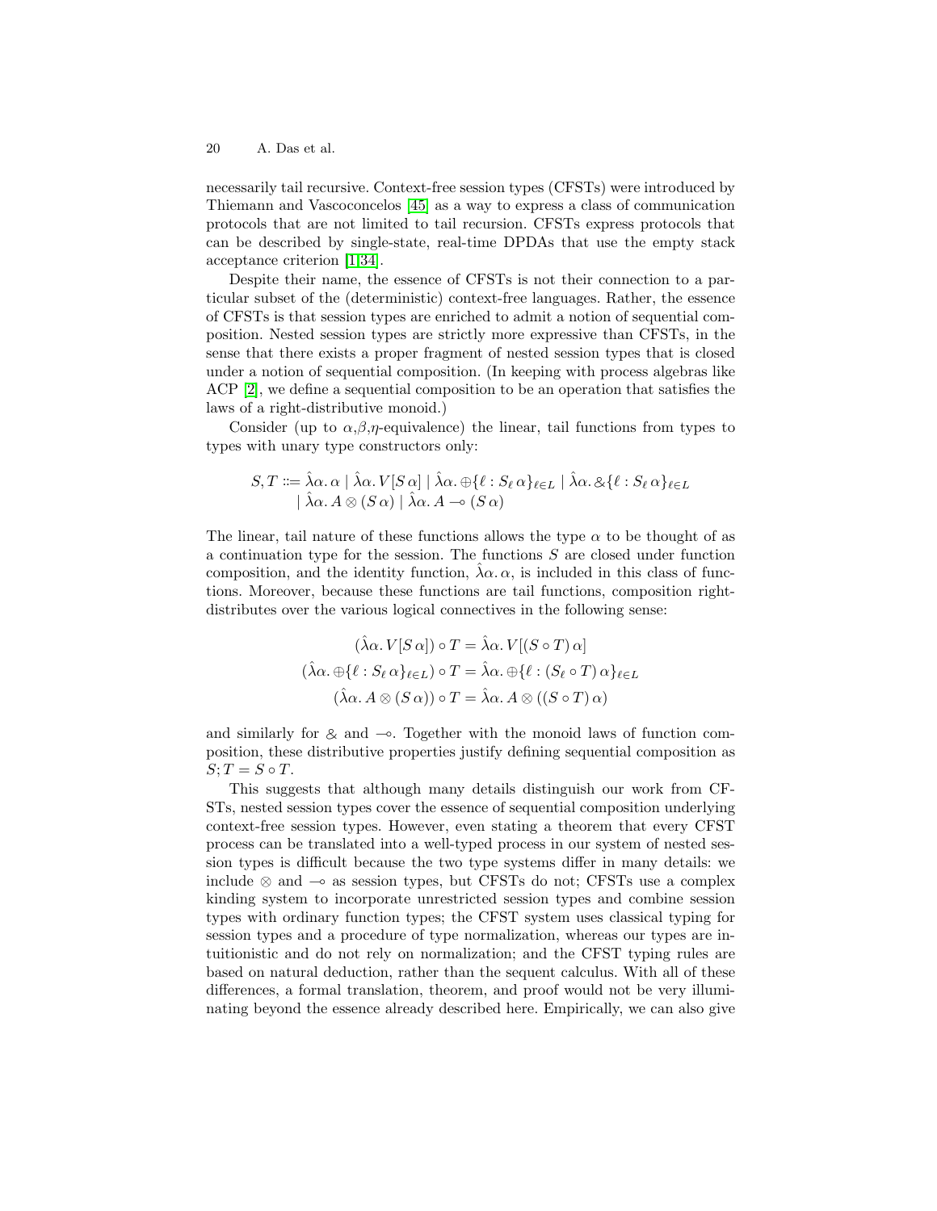necessarily tail recursive. Context-free session types (CFSTs) were introduced by Thiemann and Vascoconcelos [45] as a way to express a class of communication protocols that are not limited to tail recursion. CFSTs express protocols that can be described by single-state, real-time DPDAs that use the empty stack acceptance criterion [1,34].

Despite their name, the essence of CFSTs is not their connection to a particular subset of the (deterministic) context-free languages. Rather, the essence of CFSTs is that session types are enriched to admit a notion of sequential composition. Nested session types are strictly more expressive than CFSTs, in the sense that there exists a proper fragment of nested session types that is closed under a notion of sequential composition. (In keeping with process algebras like ACP [2], we define a sequential composition to be an operation that satisfies the laws of a right-distributive monoid.)

Consider (up to $\alpha$,$\beta$,$\eta$-equivalence) the linear, tail functions from types to types with unary type constructors only:

$$
\begin{aligned}
S, T ::= {} & \hat{\lambda}\alpha.\, \alpha \mid \hat{\lambda}\alpha.\, V[S\,\alpha] \mid \hat{\lambda}\alpha.\, \oplus\{\ell : S_\ell\,\alpha\}_{\ell \in L} \mid \hat{\lambda}\alpha.\, \&\{\ell : S_\ell\,\alpha\}_{\ell \in L} \\
& \mid \hat{\lambda}\alpha.\, A \otimes (S\,\alpha) \mid \hat{\lambda}\alpha.\, A \multimap (S\,\alpha)
\end{aligned}
$$

The linear, tail nature of these functions allows the type $\alpha$ to be thought of as a continuation type for the session. The functions $S$ are closed under function composition, and the identity function, $\hat{\lambda}\alpha.\, \alpha$, is included in this class of functions. Moreover, because these functions are tail functions, composition right-distributes over the various logical connectives in the following sense:

$$
\begin{aligned}
(\hat{\lambda}\alpha.\, V[S\,\alpha]) \circ T &= \hat{\lambda}\alpha.\, V[(S \circ T)\,\alpha] \\
(\hat{\lambda}\alpha.\, \oplus\{\ell : S_\ell\,\alpha\}_{\ell \in L}) \circ T &= \hat{\lambda}\alpha.\, \oplus\{\ell : (S_\ell \circ T)\,\alpha\}_{\ell \in L} \\
(\hat{\lambda}\alpha.\, A \otimes (S\,\alpha)) \circ T &= \hat{\lambda}\alpha.\, A \otimes ((S \circ T)\,\alpha)
\end{aligned}
$$

and similarly for $\&$ and $\multimap$. Together with the monoid laws of function composition, these distributive properties justify defining sequential composition as $S; T = S \circ T$.

This suggests that although many details distinguish our work from CFSTs, nested session types cover the essence of sequential composition underlying context-free session types. However, even stating a theorem that every CFST process can be translated into a well-typed process in our system of nested session types is difficult because the two type systems differ in many details: we include $\otimes$ and $\multimap$ as session types, but CFSTs do not; CFSTs use a complex kinding system to incorporate unrestricted session types and combine session types with ordinary function types; the CFST system uses classical typing for session types and a procedure of type normalization, whereas our types are intuitionistic and do not rely on normalization; and the CFST typing rules are based on natural deduction, rather than the sequent calculus. With all of these differences, a formal translation, theorem, and proof would not be very illuminating beyond the essence already described here. Empirically, we can also give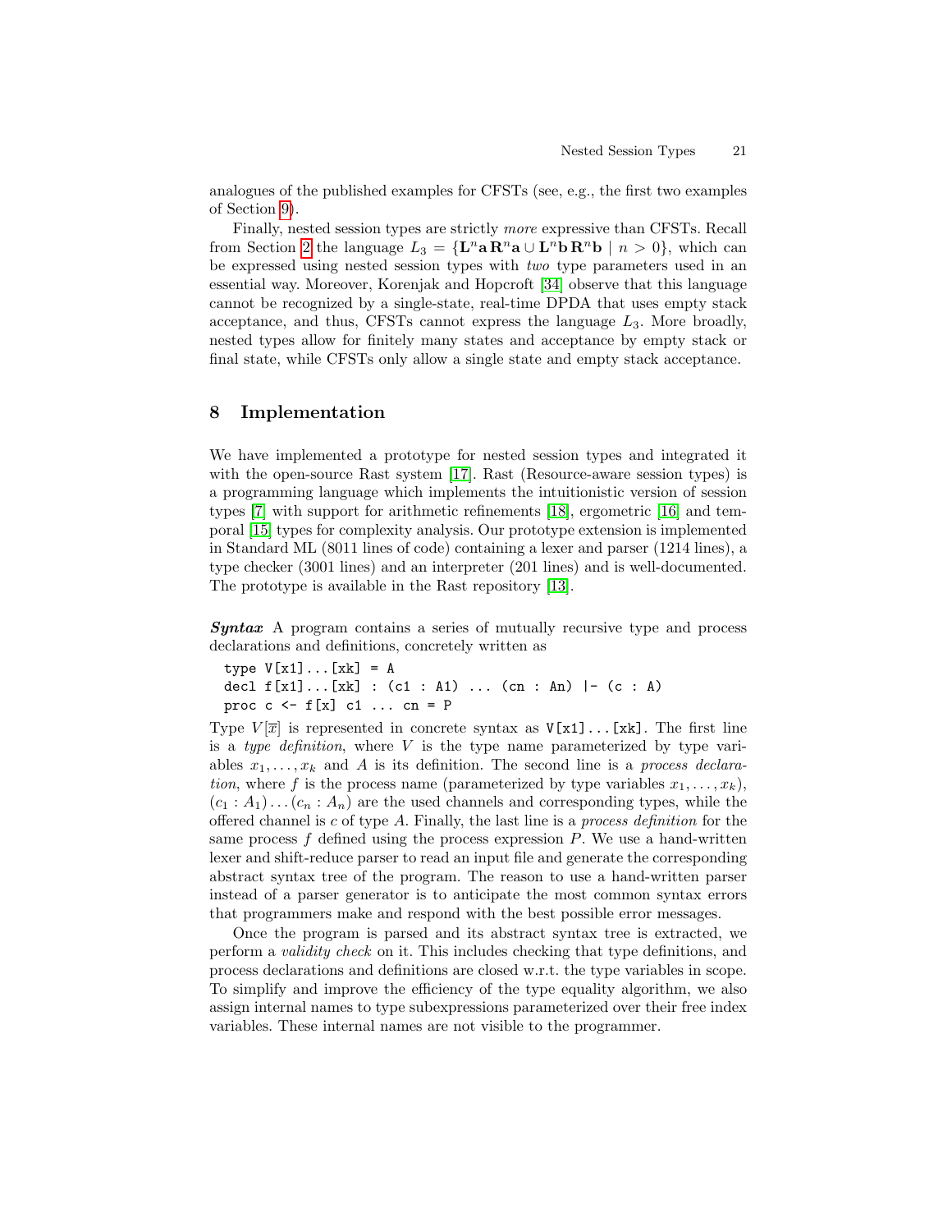analogues of the published examples for CFSTs (see, e.g., the first two examples of Section 9).

Finally, nested session types are strictly *more* expressive than CFSTs. Recall from Section 2 the language $L_3 = \{\mathbf{L}^n \mathbf{a}\, \mathbf{R}^n \mathbf{a} \cup \mathbf{L}^n \mathbf{b}\, \mathbf{R}^n \mathbf{b} \mid n > 0\}$, which can be expressed using nested session types with *two* type parameters used in an essential way. Moreover, Korenjak and Hopcroft [34] observe that this language cannot be recognized by a single-state, real-time DPDA that uses empty stack acceptance, and thus, CFSTs cannot express the language $L_3$. More broadly, nested types allow for finitely many states and acceptance by empty stack or final state, while CFSTs only allow a single state and empty stack acceptance.

## 8 Implementation

We have implemented a prototype for nested session types and integrated it with the open-source Rast system [17]. Rast (Resource-aware session types) is a programming language which implements the intuitionistic version of session types [7] with support for arithmetic refinements [18], ergometric [16] and temporal [15] types for complexity analysis. Our prototype extension is implemented in Standard ML (8011 lines of code) containing a lexer and parser (1214 lines), a type checker (3001 lines) and an interpreter (201 lines) and is well-documented. The prototype is available in the Rast repository [13].

***Syntax*** A program contains a series of mutually recursive type and process declarations and definitions, concretely written as

```
type V[x1]...[xk] = A
decl f[x1]...[xk] : (c1 : A1) ... (cn : An) |- (c : A)
proc c <- f[x] c1 ... cn = P
```

Type $V[\overline{x}]$ is represented in concrete syntax as `V[x1]...[xk]`. The first line is a *type definition*, where $V$ is the type name parameterized by type variables $x_1, \ldots, x_k$ and $A$ is its definition. The second line is a *process declaration*, where $f$ is the process name (parameterized by type variables $x_1, \ldots, x_k$), $(c_1 : A_1) \ldots (c_n : A_n)$ are the used channels and corresponding types, while the offered channel is $c$ of type $A$. Finally, the last line is a *process definition* for the same process $f$ defined using the process expression $P$. We use a hand-written lexer and shift-reduce parser to read an input file and generate the corresponding abstract syntax tree of the program. The reason to use a hand-written parser instead of a parser generator is to anticipate the most common syntax errors that programmers make and respond with the best possible error messages.

Once the program is parsed and its abstract syntax tree is extracted, we perform a *validity check* on it. This includes checking that type definitions, and process declarations and definitions are closed w.r.t. the type variables in scope. To simplify and improve the efficiency of the type equality algorithm, we also assign internal names to type subexpressions parameterized over their free index variables. These internal names are not visible to the programmer.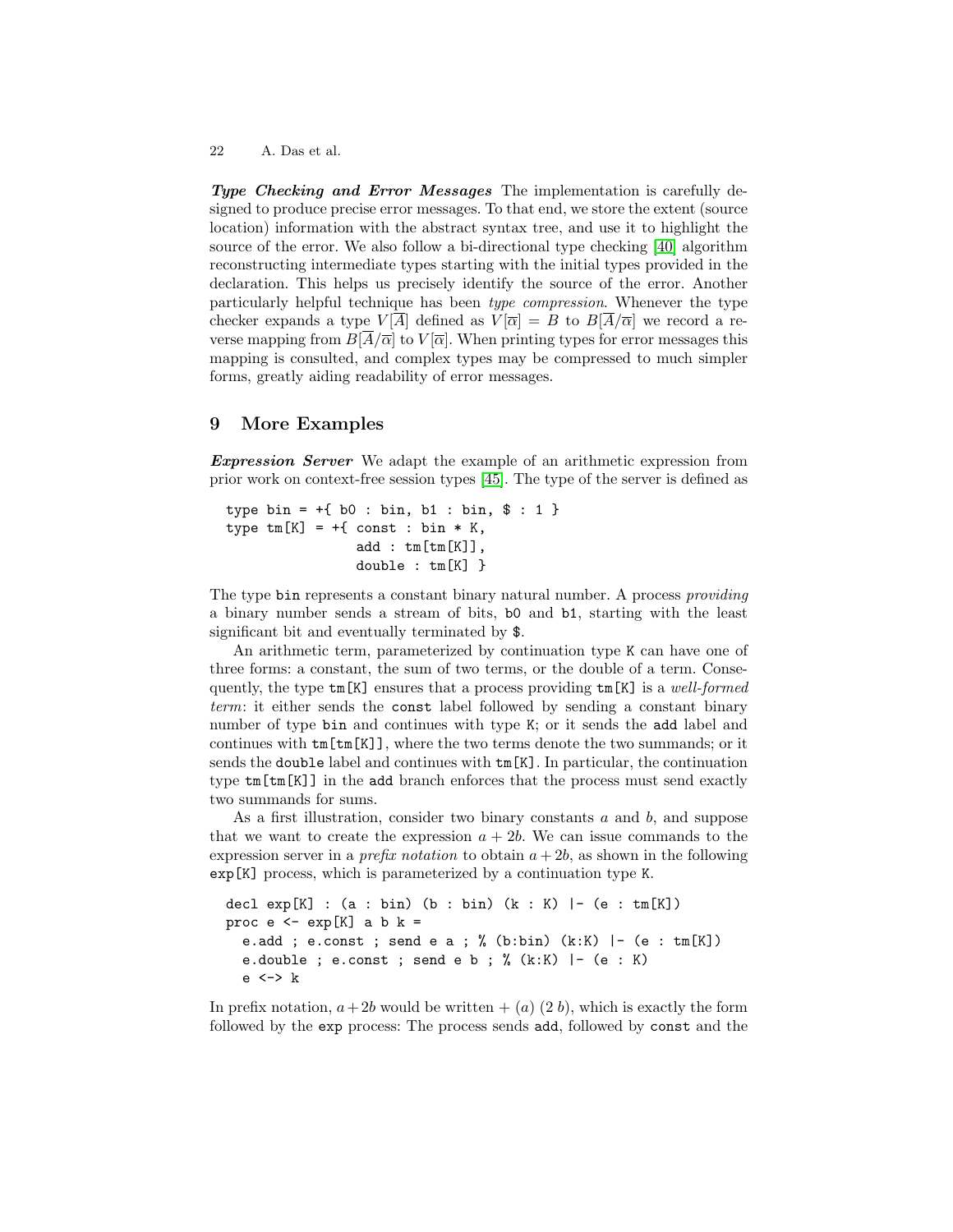***Type Checking and Error Messages*** The implementation is carefully designed to produce precise error messages. To that end, we store the extent (source location) information with the abstract syntax tree, and use it to highlight the source of the error. We also follow a bi-directional type checking [40] algorithm reconstructing intermediate types starting with the initial types provided in the declaration. This helps us precisely identify the source of the error. Another particularly helpful technique has been *type compression*. Whenever the type checker expands a type $V[\overline{A}]$ defined as $V[\overline{\alpha}] = B$ to $B[\overline{A}/\overline{\alpha}]$ we record a reverse mapping from $B[\overline{A}/\overline{\alpha}]$ to $V[\overline{\alpha}]$. When printing types for error messages this mapping is consulted, and complex types may be compressed to much simpler forms, greatly aiding readability of error messages.

## 9 More Examples

***Expression Server*** We adapt the example of an arithmetic expression from prior work on context-free session types [45]. The type of the server is defined as

```
type bin = +{ b0 : bin, b1 : bin, $ : 1 }
type tm[K] = +{ const : bin * K,
                add : tm[tm[K]],
                double : tm[K] }
```

The type `bin` represents a constant binary natural number. A process *providing* a binary number sends a stream of bits, `b0` and `b1`, starting with the least significant bit and eventually terminated by `$`.

An arithmetic term, parameterized by continuation type `K` can have one of three forms: a constant, the sum of two terms, or the double of a term. Consequently, the type `tm[K]` ensures that a process providing `tm[K]` is a *well-formed term*: it either sends the `const` label followed by sending a constant binary number of type `bin` and continues with type `K`; or it sends the `add` label and continues with `tm[tm[K]]`, where the two terms denote the two summands; or it sends the `double` label and continues with `tm[K]`. In particular, the continuation type `tm[tm[K]]` in the `add` branch enforces that the process must send exactly two summands for sums.

As a first illustration, consider two binary constants $a$ and $b$, and suppose that we want to create the expression $a + 2b$. We can issue commands to the expression server in a *prefix notation* to obtain $a + 2b$, as shown in the following `exp[K]` process, which is parameterized by a continuation type `K`.

```
decl exp[K] : (a : bin) (b : bin) (k : K) |- (e : tm[K])
proc e <- exp[K] a b k =
  e.add ; e.const ; send e a ; % (b:bin) (k:K) |- (e : tm[K])
  e.double ; e.const ; send e b ; % (k:K) |- (e : K)
  e <-> k
```

In prefix notation, $a + 2b$ would be written $+\ (a)\ (2\ b)$, which is exactly the form followed by the `exp` process: The process sends `add`, followed by `const` and the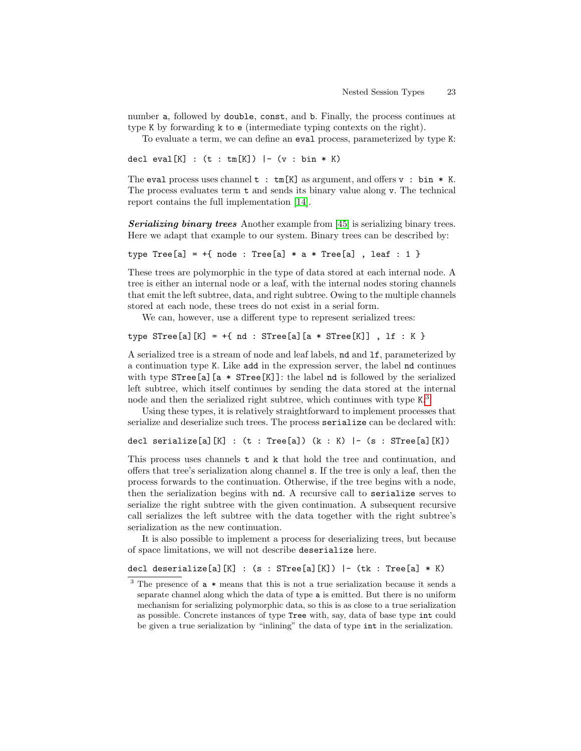number a, followed by double, const, and b. Finally, the process continues at type K by forwarding k to e (intermediate typing contexts on the right).

To evaluate a term, we can define an eval process, parameterized by type K:

```
decl eval[K] : (t : tm[K]) |- (v : bin * K)
```

The eval process uses channel t : tm[K] as argument, and offers v : bin * K. The process evaluates term t and sends its binary value along v. The technical report contains the full implementation [14].

***Serializing binary trees*** Another example from [45] is serializing binary trees. Here we adapt that example to our system. Binary trees can be described by:

```
type Tree[a] = +{ node : Tree[a] * a * Tree[a] , leaf : 1 }
```

These trees are polymorphic in the type of data stored at each internal node. A tree is either an internal node or a leaf, with the internal nodes storing channels that emit the left subtree, data, and right subtree. Owing to the multiple channels stored at each node, these trees do not exist in a serial form.

We can, however, use a different type to represent serialized trees:

```
type STree[a][K] = +{ nd : STree[a][a * STree[K]] , lf : K }
```

A serialized tree is a stream of node and leaf labels, nd and lf, parameterized by a continuation type K. Like add in the expression server, the label nd continues with type STree[a][a * STree[K]]: the label nd is followed by the serialized left subtree, which itself continues by sending the data stored at the internal node and then the serialized right subtree, which continues with type K.[3]

Using these types, it is relatively straightforward to implement processes that serialize and deserialize such trees. The process serialize can be declared with:

```
decl serialize[a][K] : (t : Tree[a]) (k : K) |- (s : STree[a][K])
```

This process uses channels t and k that hold the tree and continuation, and offers that tree's serialization along channel s. If the tree is only a leaf, then the process forwards to the continuation. Otherwise, if the tree begins with a node, then the serialization begins with nd. A recursive call to serialize serves to serialize the right subtree with the given continuation. A subsequent recursive call serializes the left subtree with the data together with the right subtree's serialization as the new continuation.

It is also possible to implement a process for deserializing trees, but because of space limitations, we will not describe deserialize here.

```
decl deserialize[a][K] : (s : STree[a][K]) |- (tk : Tree[a] * K)
```

[3] The presence of a * means that this is not a true serialization because it sends a separate channel along which the data of type a is emitted. But there is no uniform mechanism for serializing polymorphic data, so this is as close to a true serialization as possible. Concrete instances of type Tree with, say, data of base type int could be given a true serialization by "inlining" the data of type int in the serialization.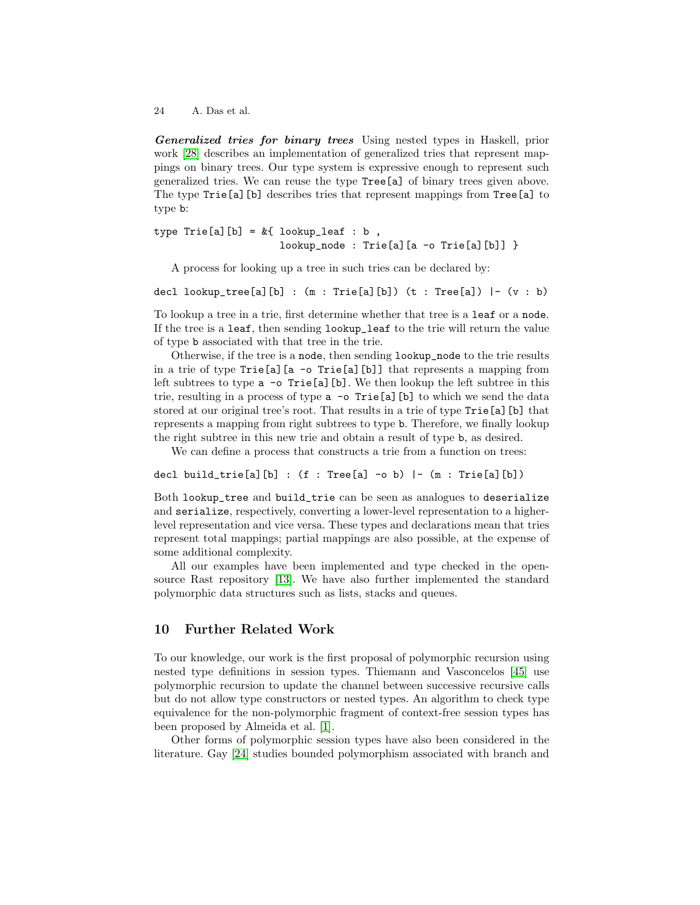***Generalized tries for binary trees*** Using nested types in Haskell, prior work [28] describes an implementation of generalized tries that represent mappings on binary trees. Our type system is expressive enough to represent such generalized tries. We can reuse the type `Tree[a]` of binary trees given above. The type `Trie[a][b]` describes tries that represent mappings from `Tree[a]` to type `b`:

```
type Trie[a][b] = &{ lookup_leaf : b ,
                     lookup_node : Trie[a][a -o Trie[a][b]] }
```

A process for looking up a tree in such tries can be declared by:

```
decl lookup_tree[a][b] : (m : Trie[a][b]) (t : Tree[a]) |- (v : b)
```

To lookup a tree in a trie, first determine whether that tree is a `leaf` or a `node`. If the tree is a `leaf`, then sending `lookup_leaf` to the trie will return the value of type `b` associated with that tree in the trie.

Otherwise, if the tree is a `node`, then sending `lookup_node` to the trie results in a trie of type `Trie[a][a -o Trie[a][b]]` that represents a mapping from left subtrees to type `a -o Trie[a][b]`. We then lookup the left subtree in this trie, resulting in a process of type `a -o Trie[a][b]` to which we send the data stored at our original tree's root. That results in a trie of type `Trie[a][b]` that represents a mapping from right subtrees to type `b`. Therefore, we finally lookup the right subtree in this new trie and obtain a result of type `b`, as desired.

We can define a process that constructs a trie from a function on trees:

```
decl build_trie[a][b] : (f : Tree[a] -o b) |- (m : Trie[a][b])
```

Both `lookup_tree` and `build_trie` can be seen as analogues to `deserialize` and `serialize`, respectively, converting a lower-level representation to a higher-level representation and vice versa. These types and declarations mean that tries represent total mappings; partial mappings are also possible, at the expense of some additional complexity.

All our examples have been implemented and type checked in the open-source Rast repository [13]. We have also further implemented the standard polymorphic data structures such as lists, stacks and queues.

## 10 Further Related Work

To our knowledge, our work is the first proposal of polymorphic recursion using nested type definitions in session types. Thiemann and Vasconcelos [45] use polymorphic recursion to update the channel between successive recursive calls but do not allow type constructors or nested types. An algorithm to check type equivalence for the non-polymorphic fragment of context-free session types has been proposed by Almeida et al. [1].

Other forms of polymorphic session types have also been considered in the literature. Gay [24] studies bounded polymorphism associated with branch and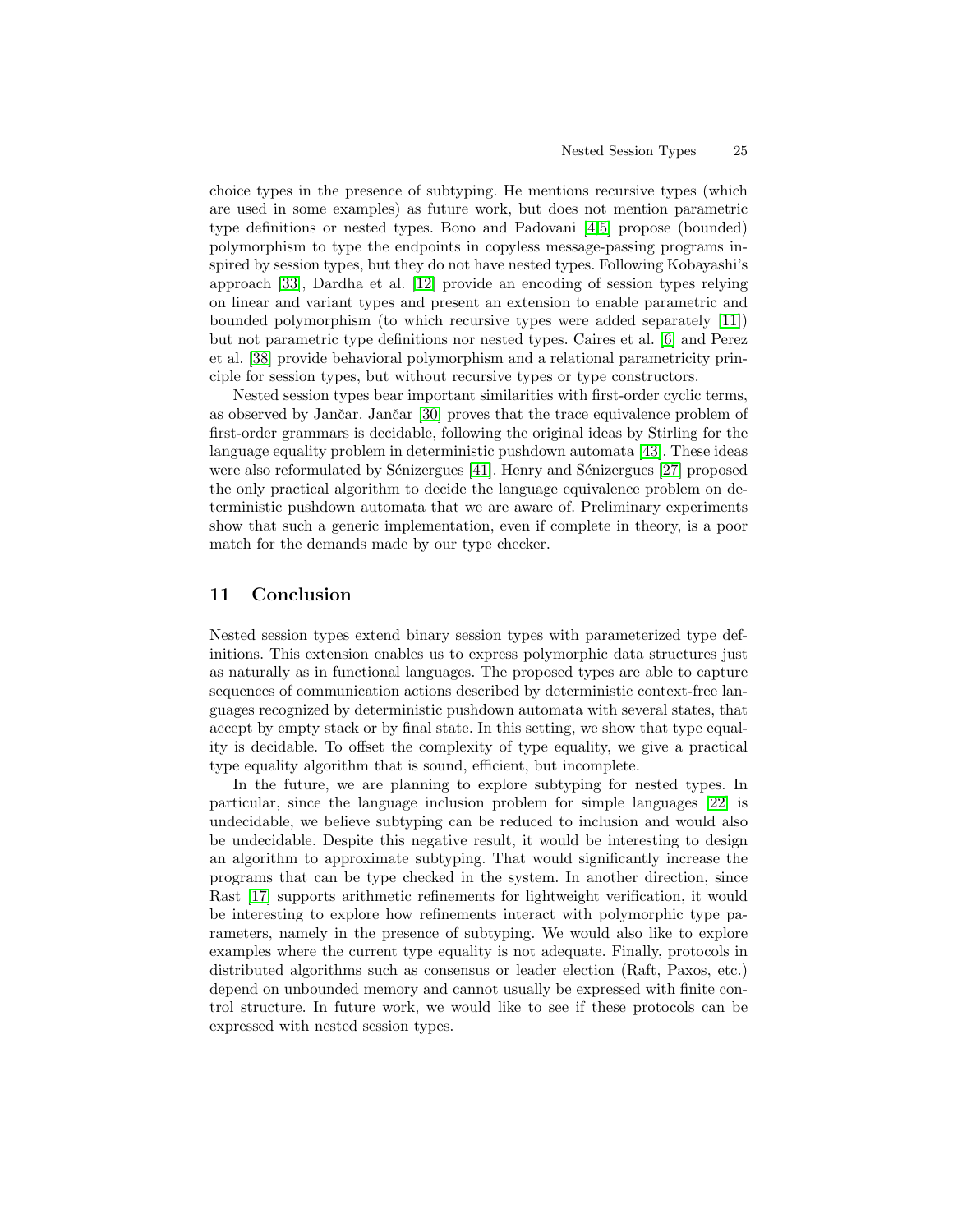choice types in the presence of subtyping. He mentions recursive types (which are used in some examples) as future work, but does not mention parametric type definitions or nested types. Bono and Padovani [4,5] propose (bounded) polymorphism to type the endpoints in copyless message-passing programs inspired by session types, but they do not have nested types. Following Kobayashi's approach [33], Dardha et al. [12] provide an encoding of session types relying on linear and variant types and present an extension to enable parametric and bounded polymorphism (to which recursive types were added separately [11]) but not parametric type definitions nor nested types. Caires et al. [6] and Perez et al. [38] provide behavioral polymorphism and a relational parametricity principle for session types, but without recursive types or type constructors.

Nested session types bear important similarities with first-order cyclic terms, as observed by Jančar. Jančar [30] proves that the trace equivalence problem of first-order grammars is decidable, following the original ideas by Stirling for the language equality problem in deterministic pushdown automata [43]. These ideas were also reformulated by Sénizergues [41]. Henry and Sénizergues [27] proposed the only practical algorithm to decide the language equivalence problem on deterministic pushdown automata that we are aware of. Preliminary experiments show that such a generic implementation, even if complete in theory, is a poor match for the demands made by our type checker.

## 11 Conclusion

Nested session types extend binary session types with parameterized type definitions. This extension enables us to express polymorphic data structures just as naturally as in functional languages. The proposed types are able to capture sequences of communication actions described by deterministic context-free languages recognized by deterministic pushdown automata with several states, that accept by empty stack or by final state. In this setting, we show that type equality is decidable. To offset the complexity of type equality, we give a practical type equality algorithm that is sound, efficient, but incomplete.

In the future, we are planning to explore subtyping for nested types. In particular, since the language inclusion problem for simple languages [22] is undecidable, we believe subtyping can be reduced to inclusion and would also be undecidable. Despite this negative result, it would be interesting to design an algorithm to approximate subtyping. That would significantly increase the programs that can be type checked in the system. In another direction, since Rast [17] supports arithmetic refinements for lightweight verification, it would be interesting to explore how refinements interact with polymorphic type parameters, namely in the presence of subtyping. We would also like to explore examples where the current type equality is not adequate. Finally, protocols in distributed algorithms such as consensus or leader election (Raft, Paxos, etc.) depend on unbounded memory and cannot usually be expressed with finite control structure. In future work, we would like to see if these protocols can be expressed with nested session types.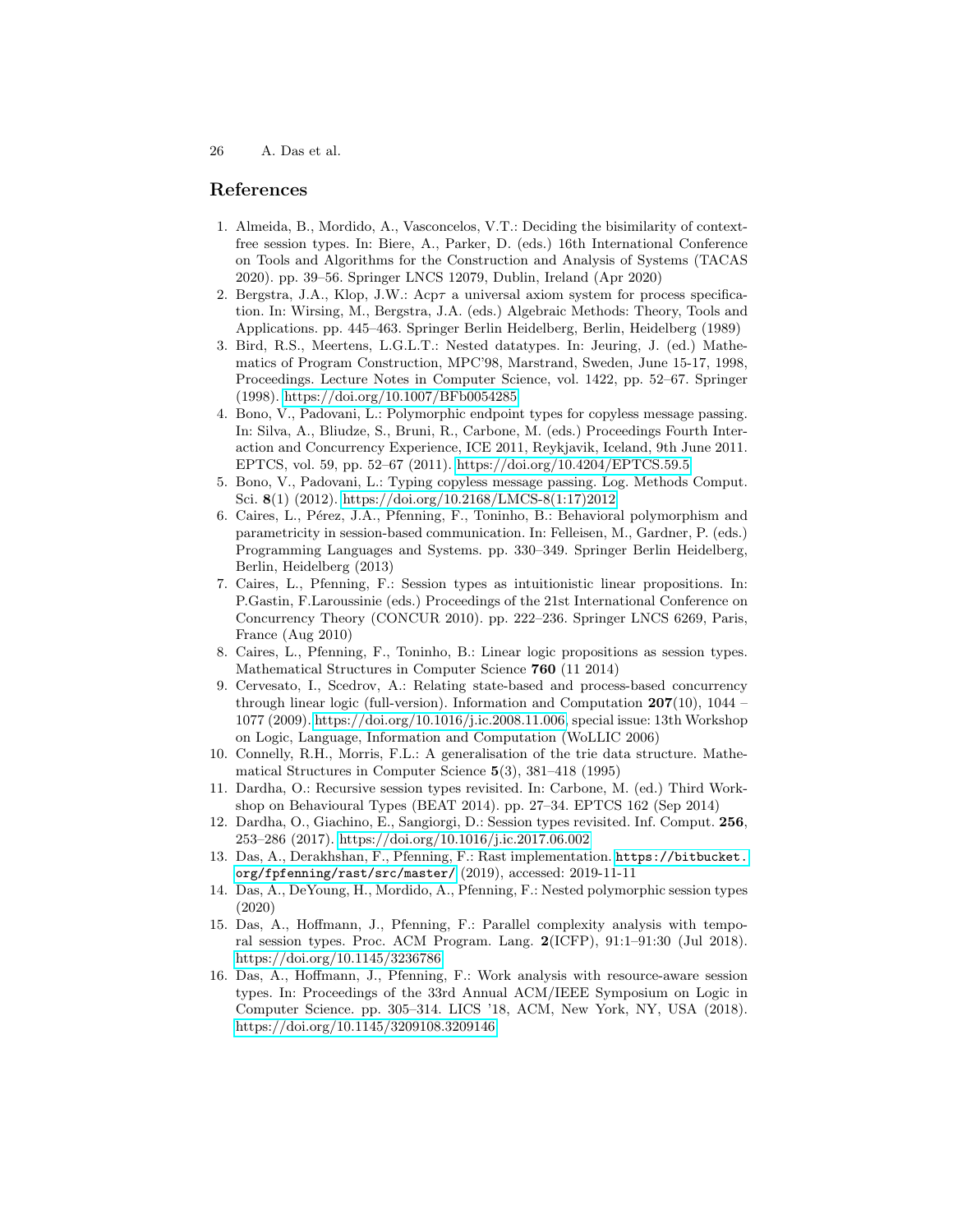## References

1. Almeida, B., Mordido, A., Vasconcelos, V.T.: Deciding the bisimilarity of context-free session types. In: Biere, A., Parker, D. (eds.) 16th International Conference on Tools and Algorithms for the Construction and Analysis of Systems (TACAS 2020). pp. 39–56. Springer LNCS 12079, Dublin, Ireland (Apr 2020)
2. Bergstra, J.A., Klop, J.W.: Acp$\tau$ a universal axiom system for process specification. In: Wirsing, M., Bergstra, J.A. (eds.) Algebraic Methods: Theory, Tools and Applications. pp. 445–463. Springer Berlin Heidelberg, Berlin, Heidelberg (1989)
3. Bird, R.S., Meertens, L.G.L.T.: Nested datatypes. In: Jeuring, J. (ed.) Mathematics of Program Construction, MPC'98, Marstrand, Sweden, June 15-17, 1998, Proceedings. Lecture Notes in Computer Science, vol. 1422, pp. 52–67. Springer (1998). https://doi.org/10.1007/BFb0054285
4. Bono, V., Padovani, L.: Polymorphic endpoint types for copyless message passing. In: Silva, A., Bliudze, S., Bruni, R., Carbone, M. (eds.) Proceedings Fourth Interaction and Concurrency Experience, ICE 2011, Reykjavik, Iceland, 9th June 2011. EPTCS, vol. 59, pp. 52–67 (2011). https://doi.org/10.4204/EPTCS.59.5
5. Bono, V., Padovani, L.: Typing copyless message passing. Log. Methods Comput. Sci. **8**(1) (2012). https://doi.org/10.2168/LMCS-8(1:17)2012
6. Caires, L., Pérez, J.A., Pfenning, F., Toninho, B.: Behavioral polymorphism and parametricity in session-based communication. In: Felleisen, M., Gardner, P. (eds.) Programming Languages and Systems. pp. 330–349. Springer Berlin Heidelberg, Berlin, Heidelberg (2013)
7. Caires, L., Pfenning, F.: Session types as intuitionistic linear propositions. In: P.Gastin, F.Laroussinie (eds.) Proceedings of the 21st International Conference on Concurrency Theory (CONCUR 2010). pp. 222–236. Springer LNCS 6269, Paris, France (Aug 2010)
8. Caires, L., Pfenning, F., Toninho, B.: Linear logic propositions as session types. Mathematical Structures in Computer Science **760** (11 2014)
9. Cervesato, I., Scedrov, A.: Relating state-based and process-based concurrency through linear logic (full-version). Information and Computation **207**(10), 1044 – 1077 (2009). https://doi.org/10.1016/j.ic.2008.11.006, special issue: 13th Workshop on Logic, Language, Information and Computation (WoLLIC 2006)
10. Connelly, R.H., Morris, F.L.: A generalisation of the trie data structure. Mathematical Structures in Computer Science **5**(3), 381–418 (1995)
11. Dardha, O.: Recursive session types revisited. In: Carbone, M. (ed.) Third Workshop on Behavioural Types (BEAT 2014). pp. 27–34. EPTCS 162 (Sep 2014)
12. Dardha, O., Giachino, E., Sangiorgi, D.: Session types revisited. Inf. Comput. **256**, 253–286 (2017). https://doi.org/10.1016/j.ic.2017.06.002
13. Das, A., Derakhshan, F., Pfenning, F.: Rast implementation. `https://bitbucket.org/fpfenning/rast/src/master/` (2019), accessed: 2019-11-11
14. Das, A., DeYoung, H., Mordido, A., Pfenning, F.: Nested polymorphic session types (2020)
15. Das, A., Hoffmann, J., Pfenning, F.: Parallel complexity analysis with temporal session types. Proc. ACM Program. Lang. **2**(ICFP), 91:1–91:30 (Jul 2018). https://doi.org/10.1145/3236786
16. Das, A., Hoffmann, J., Pfenning, F.: Work analysis with resource-aware session types. In: Proceedings of the 33rd Annual ACM/IEEE Symposium on Logic in Computer Science. pp. 305–314. LICS '18, ACM, New York, NY, USA (2018). https://doi.org/10.1145/3209108.3209146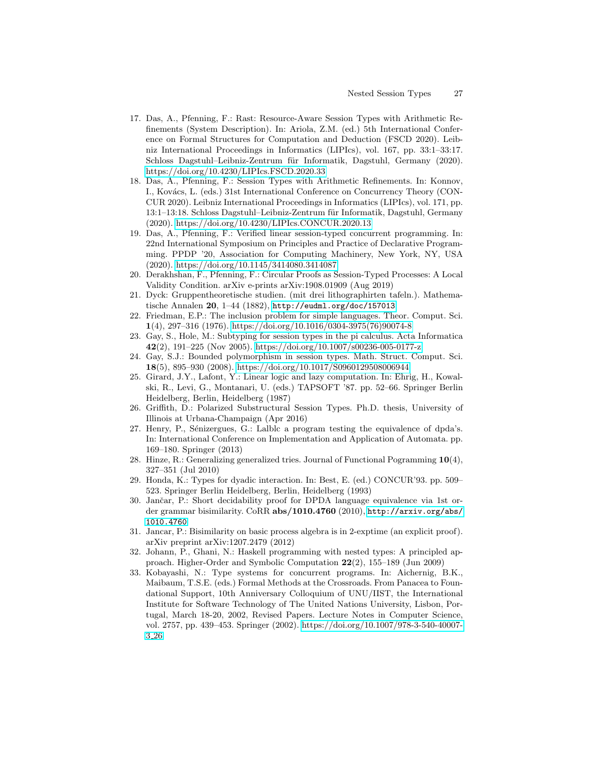17. Das, A., Pfenning, F.: Rast: Resource-Aware Session Types with Arithmetic Refinements (System Description). In: Ariola, Z.M. (ed.) 5th International Conference on Formal Structures for Computation and Deduction (FSCD 2020). Leibniz International Proceedings in Informatics (LIPIcs), vol. 167, pp. 33:1–33:17. Schloss Dagstuhl–Leibniz-Zentrum für Informatik, Dagstuhl, Germany (2020). https://doi.org/10.4230/LIPIcs.FSCD.2020.33
18. Das, A., Pfenning, F.: Session Types with Arithmetic Refinements. In: Konnov, I., Kovács, L. (eds.) 31st International Conference on Concurrency Theory (CONCUR 2020). Leibniz International Proceedings in Informatics (LIPIcs), vol. 171, pp. 13:1–13:18. Schloss Dagstuhl–Leibniz-Zentrum für Informatik, Dagstuhl, Germany (2020). https://doi.org/10.4230/LIPIcs.CONCUR.2020.13
19. Das, A., Pfenning, F.: Verified linear session-typed concurrent programming. In: 22nd International Symposium on Principles and Practice of Declarative Programming. PPDP '20, Association for Computing Machinery, New York, NY, USA (2020). https://doi.org/10.1145/3414080.3414087
20. Derakhshan, F., Pfenning, F.: Circular Proofs as Session-Typed Processes: A Local Validity Condition. arXiv e-prints arXiv:1908.01909 (Aug 2019)
21. Dyck: Gruppentheoretische studien. (mit drei lithographirten tafeln.). Mathematische Annalen **20**, 1–44 (1882), http://eudml.org/doc/157013
22. Friedman, E.P.: The inclusion problem for simple languages. Theor. Comput. Sci. **1**(4), 297–316 (1976). https://doi.org/10.1016/0304-3975(76)90074-8
23. Gay, S., Hole, M.: Subtyping for session types in the pi calculus. Acta Informatica **42**(2), 191–225 (Nov 2005). https://doi.org/10.1007/s00236-005-0177-z
24. Gay, S.J.: Bounded polymorphism in session types. Math. Struct. Comput. Sci. **18**(5), 895–930 (2008). https://doi.org/10.1017/S0960129508006944
25. Girard, J.Y., Lafont, Y.: Linear logic and lazy computation. In: Ehrig, H., Kowalski, R., Levi, G., Montanari, U. (eds.) TAPSOFT '87. pp. 52–66. Springer Berlin Heidelberg, Berlin, Heidelberg (1987)
26. Griffith, D.: Polarized Substructural Session Types. Ph.D. thesis, University of Illinois at Urbana-Champaign (Apr 2016)
27. Henry, P., Sénizergues, G.: Lalblc a program testing the equivalence of dpda's. In: International Conference on Implementation and Application of Automata. pp. 169–180. Springer (2013)
28. Hinze, R.: Generalizing generalized tries. Journal of Functional Pogramming **10**(4), 327–351 (Jul 2010)
29. Honda, K.: Types for dyadic interaction. In: Best, E. (ed.) CONCUR'93. pp. 509–523. Springer Berlin Heidelberg, Berlin, Heidelberg (1993)
30. Jančar, P.: Short decidability proof for DPDA language equivalence via 1st order grammar bisimilarity. CoRR **abs/1010.4760** (2010), http://arxiv.org/abs/1010.4760
31. Jancar, P.: Bisimilarity on basic process algebra is in 2-exptime (an explicit proof). arXiv preprint arXiv:1207.2479 (2012)
32. Johann, P., Ghani, N.: Haskell programming with nested types: A principled approach. Higher-Order and Symbolic Computation **22**(2), 155–189 (Jun 2009)
33. Kobayashi, N.: Type systems for concurrent programs. In: Aichernig, B.K., Maibaum, T.S.E. (eds.) Formal Methods at the Crossroads. From Panacea to Foundational Support, 10th Anniversary Colloquium of UNU/IIST, the International Institute for Software Technology of The United Nations University, Lisbon, Portugal, March 18-20, 2002, Revised Papers. Lecture Notes in Computer Science, vol. 2757, pp. 439–453. Springer (2002). https://doi.org/10.1007/978-3-540-40007-3_26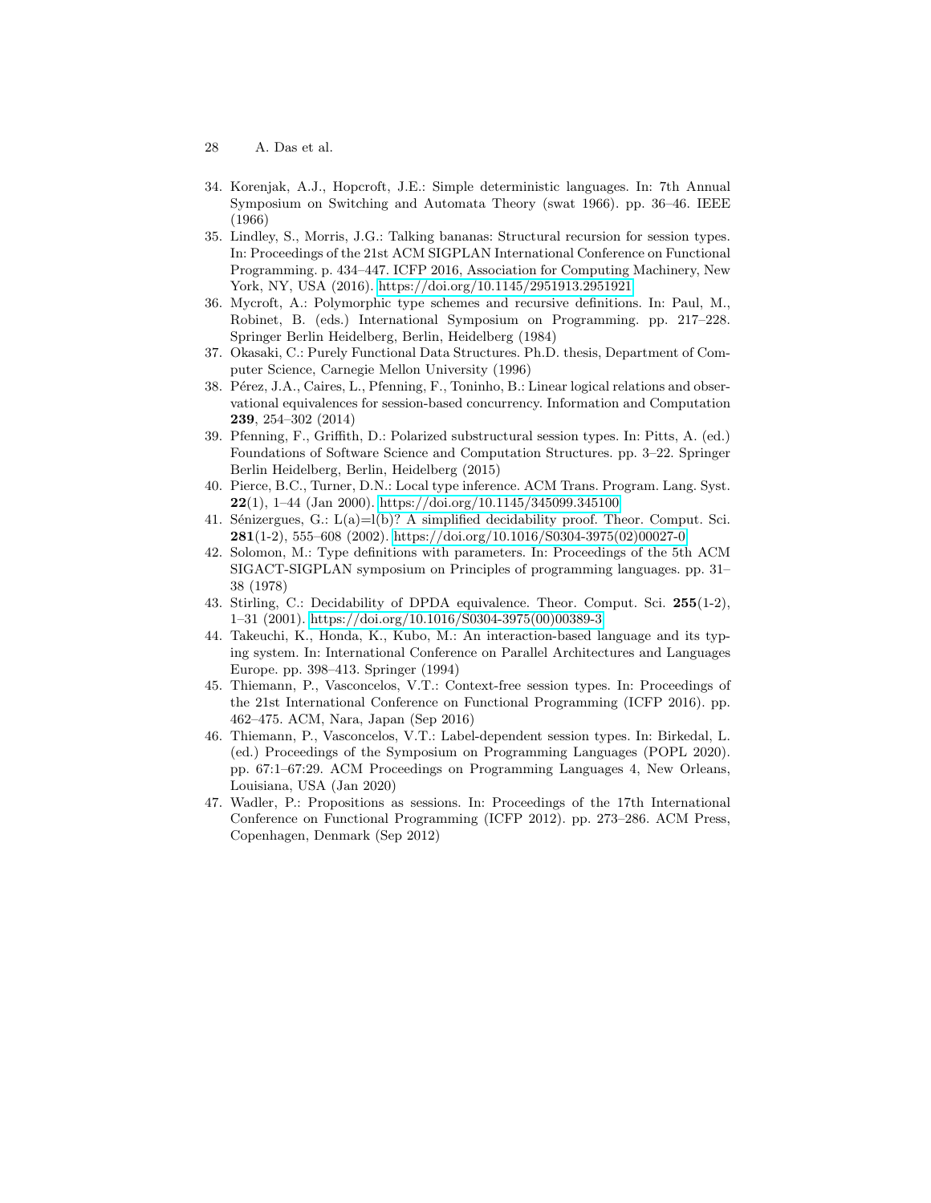34. Korenjak, A.J., Hopcroft, J.E.: Simple deterministic languages. In: 7th Annual Symposium on Switching and Automata Theory (swat 1966). pp. 36–46. IEEE (1966)
35. Lindley, S., Morris, J.G.: Talking bananas: Structural recursion for session types. In: Proceedings of the 21st ACM SIGPLAN International Conference on Functional Programming. p. 434–447. ICFP 2016, Association for Computing Machinery, New York, NY, USA (2016). https://doi.org/10.1145/2951913.2951921
36. Mycroft, A.: Polymorphic type schemes and recursive definitions. In: Paul, M., Robinet, B. (eds.) International Symposium on Programming. pp. 217–228. Springer Berlin Heidelberg, Berlin, Heidelberg (1984)
37. Okasaki, C.: Purely Functional Data Structures. Ph.D. thesis, Department of Computer Science, Carnegie Mellon University (1996)
38. Pérez, J.A., Caires, L., Pfenning, F., Toninho, B.: Linear logical relations and observational equivalences for session-based concurrency. Information and Computation **239**, 254–302 (2014)
39. Pfenning, F., Griffith, D.: Polarized substructural session types. In: Pitts, A. (ed.) Foundations of Software Science and Computation Structures. pp. 3–22. Springer Berlin Heidelberg, Berlin, Heidelberg (2015)
40. Pierce, B.C., Turner, D.N.: Local type inference. ACM Trans. Program. Lang. Syst. **22**(1), 1–44 (Jan 2000). https://doi.org/10.1145/345099.345100
41. Sénizergues, G.: L(a)=l(b)? A simplified decidability proof. Theor. Comput. Sci. **281**(1-2), 555–608 (2002). https://doi.org/10.1016/S0304-3975(02)00027-0
42. Solomon, M.: Type definitions with parameters. In: Proceedings of the 5th ACM SIGACT-SIGPLAN symposium on Principles of programming languages. pp. 31–38 (1978)
43. Stirling, C.: Decidability of DPDA equivalence. Theor. Comput. Sci. **255**(1-2), 1–31 (2001). https://doi.org/10.1016/S0304-3975(00)00389-3
44. Takeuchi, K., Honda, K., Kubo, M.: An interaction-based language and its typing system. In: International Conference on Parallel Architectures and Languages Europe. pp. 398–413. Springer (1994)
45. Thiemann, P., Vasconcelos, V.T.: Context-free session types. In: Proceedings of the 21st International Conference on Functional Programming (ICFP 2016). pp. 462–475. ACM, Nara, Japan (Sep 2016)
46. Thiemann, P., Vasconcelos, V.T.: Label-dependent session types. In: Birkedal, L. (ed.) Proceedings of the Symposium on Programming Languages (POPL 2020). pp. 67:1–67:29. ACM Proceedings on Programming Languages 4, New Orleans, Louisiana, USA (Jan 2020)
47. Wadler, P.: Propositions as sessions. In: Proceedings of the 17th International Conference on Functional Programming (ICFP 2012). pp. 273–286. ACM Press, Copenhagen, Denmark (Sep 2012)